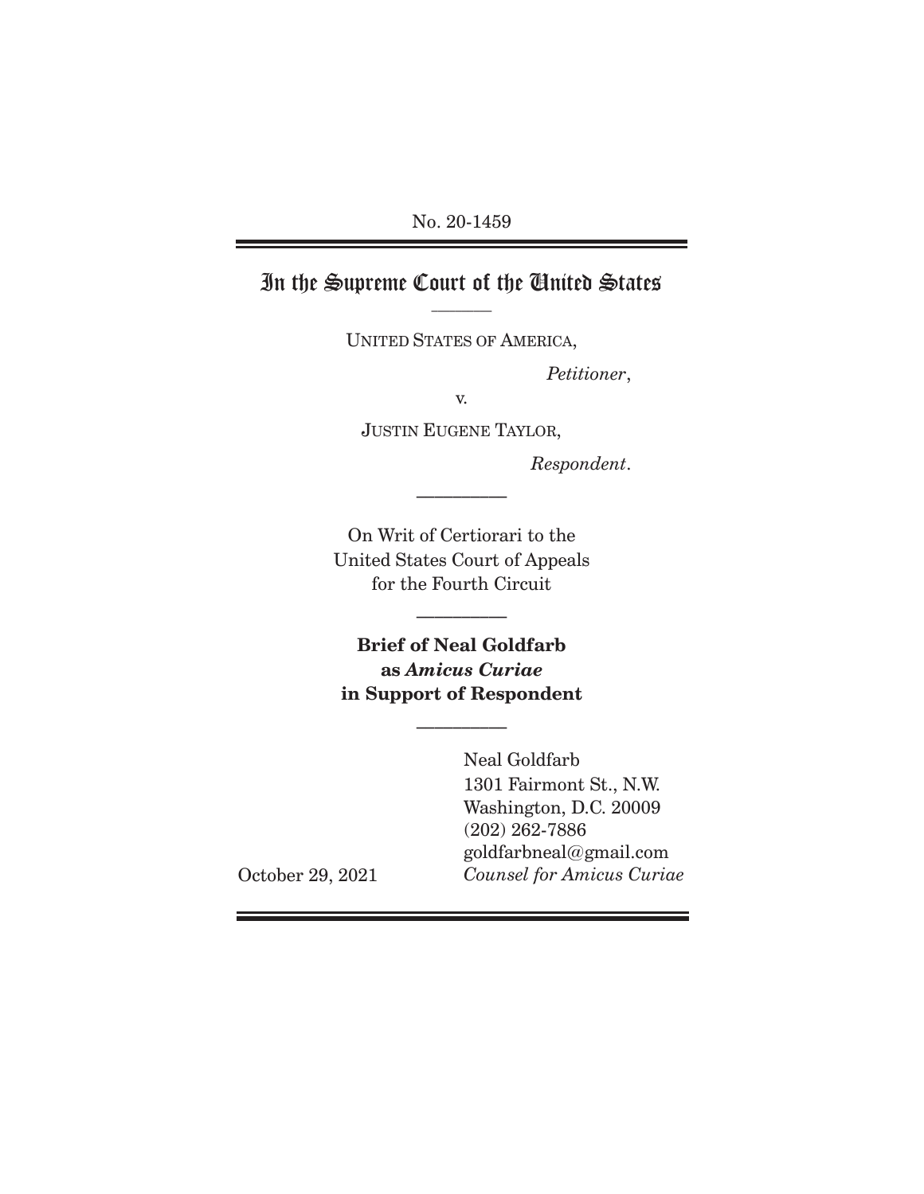No. 20-1459

# In the Supreme Court of the United States

UNITED STATES OF AMERICA,

*Petitioner*,

v.

JUSTIN EUGENE TAYLOR,

*Respondent*.

On Writ of Certiorari to the United States Court of Appeals for the Fourth Circuit

**Brief of Neal Goldfarb as *Amicus Curiae* in Support of Respondent**

Neal Goldfarb
1301 Fairmont St., N.W.
Washington, D.C. 20009
(202) 262-7886
goldfarbneal@gmail.com
*Counsel for Amicus Curiae*

October 29, 2021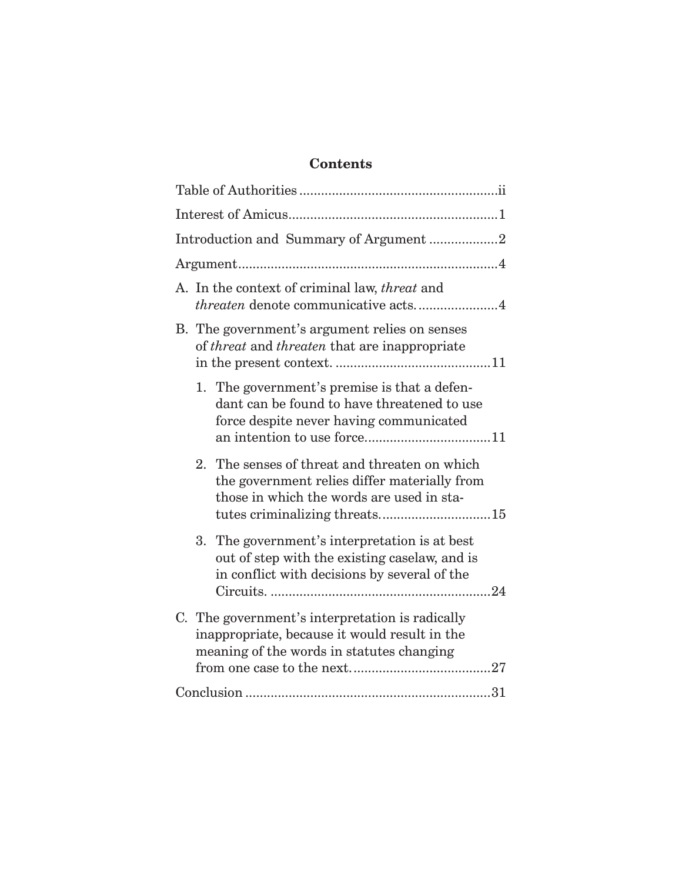## Contents

Table of Authorities .......................................................ii

Interest of Amicus..........................................................1

Introduction and Summary of Argument ...................2

Argument........................................................................4

A. In the context of criminal law, *threat* and *threaten* denote communicative acts.......................4

B. The government's argument relies on senses of *threat* and *threaten* that are inappropriate in the present context. ...........................................11

   1. The government's premise is that a defendant can be found to have threatened to use force despite never having communicated an intention to use force...................................11

   2. The senses of threat and threaten on which the government relies differ materially from those in which the words are used in statutes criminalizing threats...............................15

   3. The government's interpretation is at best out of step with the existing caselaw, and is in conflict with decisions by several of the Circuits. .............................................................24

C. The government's interpretation is radically inappropriate, because it would result in the meaning of the words in statutes changing from one case to the next.......................................27

Conclusion ....................................................................31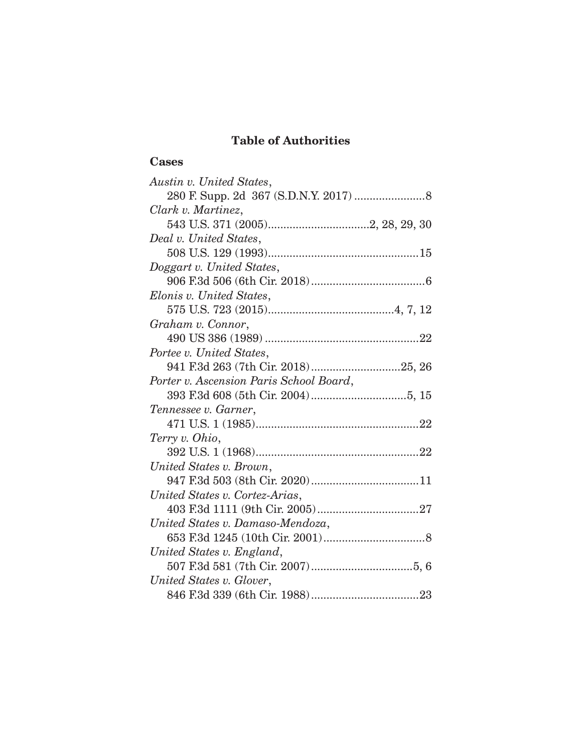## Table of Authorities

### Cases

*Austin v. United States*,
280 F. Supp. 2d 367 (S.D.N.Y. 2017) .......................8

*Clark v. Martinez*,
543 U.S. 371 (2005).................................2, 28, 29, 30

*Deal v. United States*,
508 U.S. 129 (1993).................................................15

*Doggart v. United States*,
906 F.3d 506 (6th Cir. 2018).....................................6

*Elonis v. United States*,
575 U.S. 723 (2015).........................................4, 7, 12

*Graham v. Connor*,
490 US 386 (1989) ..................................................22

*Portee v. United States*,
941 F.3d 263 (7th Cir. 2018).............................25, 26

*Porter v. Ascension Paris School Board*,
393 F.3d 608 (5th Cir. 2004)...............................5, 15

*Tennessee v. Garner*,
471 U.S. 1 (1985).....................................................22

*Terry v. Ohio*,
392 U.S. 1 (1968).....................................................22

*United States v. Brown*,
947 F.3d 503 (8th Cir. 2020)...................................11

*United States v. Cortez-Arias*,
403 F.3d 1111 (9th Cir. 2005).................................27

*United States v. Damaso-Mendoza*,
653 F.3d 1245 (10th Cir. 2001).................................8

*United States v. England*,
507 F.3d 581 (7th Cir. 2007).................................5, 6

*United States v. Glover*,
846 F.3d 339 (6th Cir. 1988)...................................23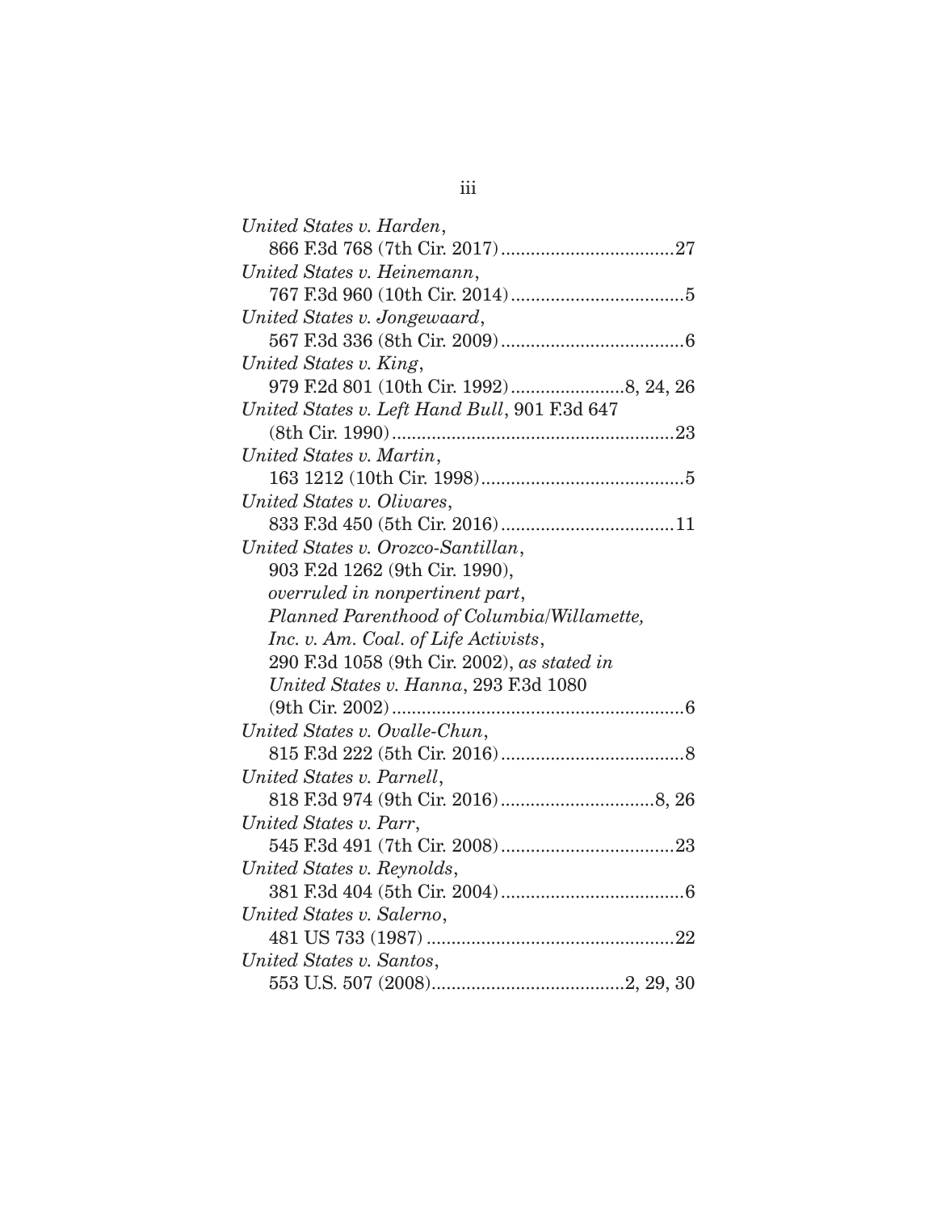*United States v. Harden*,
866 F.3d 768 (7th Cir. 2017)....................................27

*United States v. Heinemann*,
767 F.3d 960 (10th Cir. 2014)....................................5

*United States v. Jongewaard*,
567 F.3d 336 (8th Cir. 2009).....................................6

*United States v. King*,
979 F.2d 801 (10th Cir. 1992).......................8, 24, 26

*United States v. Left Hand Bull*, 901 F.3d 647
(8th Cir. 1990).........................................................23

*United States v. Martin*,
163 1212 (10th Cir. 1998).........................................5

*United States v. Olivares*,
833 F.3d 450 (5th Cir. 2016)....................................11

*United States v. Orozco-Santillan*,
903 F.2d 1262 (9th Cir. 1990),
*overruled in nonpertinent part*,
*Planned Parenthood of Columbia/Willamette, Inc. v. Am. Coal. of Life Activists*,
290 F.3d 1058 (9th Cir. 2002), *as stated in*
*United States v. Hanna*, 293 F.3d 1080
(9th Cir. 2002)..........................................................6

*United States v. Ovalle-Chun*,
815 F.3d 222 (5th Cir. 2016).....................................8

*United States v. Parnell*,
818 F.3d 974 (9th Cir. 2016)...............................8, 26

*United States v. Parr*,
545 F.3d 491 (7th Cir. 2008)....................................23

*United States v. Reynolds*,
381 F.3d 404 (5th Cir. 2004).....................................6

*United States v. Salerno*,
481 US 733 (1987) ..................................................22

*United States v. Santos*,
553 U.S. 507 (2008).......................................2, 29, 30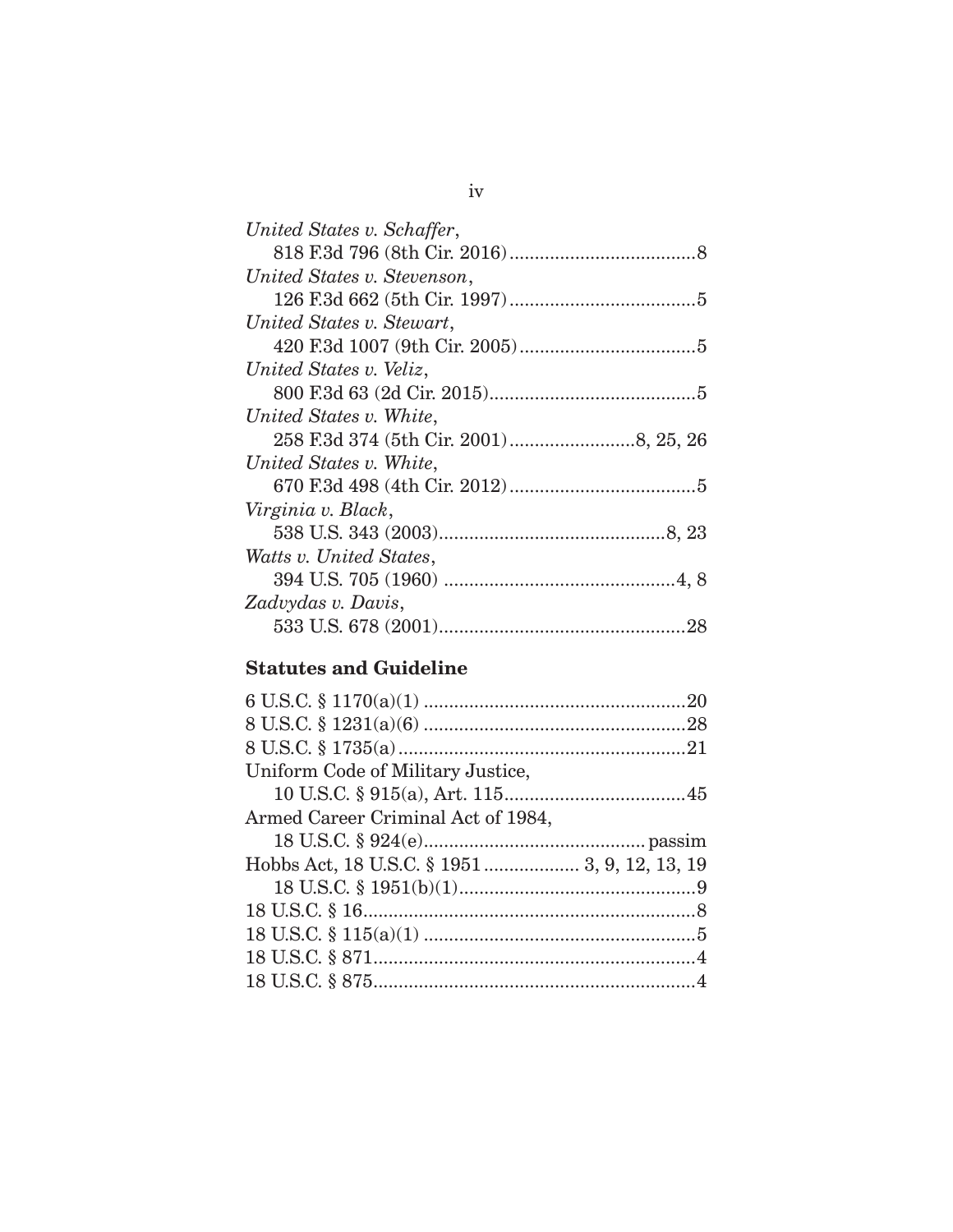*United States v. Schaffer*,
818 F.3d 796 (8th Cir. 2016) ....................................8

*United States v. Stevenson*,
126 F.3d 662 (5th Cir. 1997) ....................................5

*United States v. Stewart*,
420 F.3d 1007 (9th Cir. 2005) ..................................5

*United States v. Veliz*,
800 F.3d 63 (2d Cir. 2015) ........................................5

*United States v. White*,
258 F.3d 374 (5th Cir. 2001) ........................8, 25, 26

*United States v. White*,
670 F.3d 498 (4th Cir. 2012) ....................................5

*Virginia v. Black*,
538 U.S. 343 (2003) ............................................8, 23

*Watts v. United States*,
394 U.S. 705 (1960) .............................................4, 8

*Zadvydas v. Davis*,
533 U.S. 678 (2001) ................................................28

## Statutes and Guideline

6 U.S.C. § 1170(a)(1) ...................................................20

8 U.S.C. § 1231(a)(6) ...................................................28

8 U.S.C. § 1735(a) ........................................................21

Uniform Code of Military Justice,
10 U.S.C. § 915(a), Art. 115 ....................................45

Armed Career Criminal Act of 1984,
18 U.S.C. § 924(e) ........................................... passim

Hobbs Act, 18 U.S.C. § 1951 .................. 3, 9, 12, 13, 19

18 U.S.C. § 1951(b)(1) ..............................................9

18 U.S.C. § 16 .................................................................8

18 U.S.C. § 115(a)(1) .....................................................5

18 U.S.C. § 871 ...............................................................4

18 U.S.C. § 875 ...............................................................4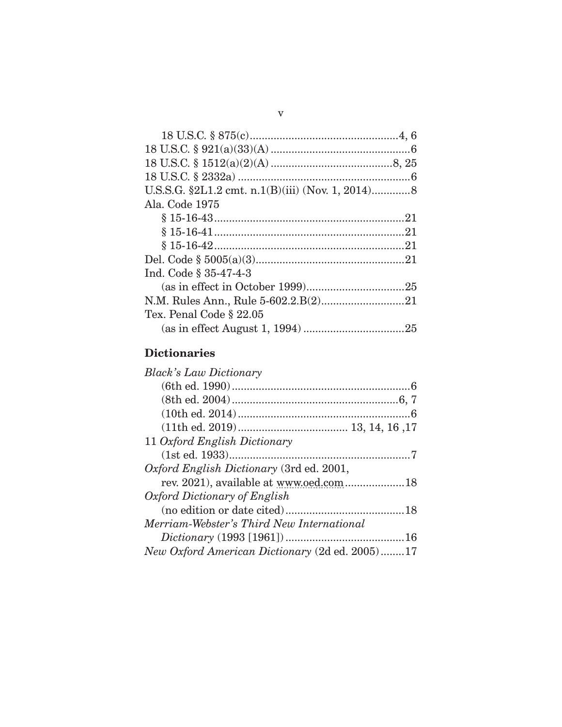18 U.S.C. § 875(c) .................................................. 4, 6
18 U.S.C. § 921(a)(33)(A) ............................................... 6
18 U.S.C. § 1512(a)(2)(A) ......................................... 8, 25
18 U.S.C. § 2332a) ....................................................... 6
U.S.S.G. §2L1.2 cmt. n.1(B)(iii) (Nov. 1, 2014) ............ 8
Ala. Code 1975
    § 15-16-43 ............................................................. 21
    § 15-16-41 ............................................................. 21
    § 15-16-42 ............................................................. 21
Del. Code § 5005(a)(3) .................................................. 21
Ind. Code § 35-47-4-3
    (as in effect in October 1999) ................................. 25
N.M. Rules Ann., Rule 5-602.2.B(2) ........................... 21
Tex. Penal Code § 22.05
    (as in effect August 1, 1994) .................................. 25

## Dictionaries

*Black's Law Dictionary*
    (6th ed. 1990) ........................................................... 6
    (8th ed. 2004) ....................................................... 6, 7
    (10th ed. 2014) ......................................................... 6
    (11th ed. 2019) .................................... 13, 14, 16 ,17
11 *Oxford English Dictionary*
    (1st ed. 1933) ............................................................ 7
*Oxford English Dictionary* (3rd ed. 2001,
    rev. 2021), available at www.oed.com ................... 18
*Oxford Dictionary of English*
    (no edition or date cited) ....................................... 18
*Merriam-Webster's Third New International*
    *Dictionary* (1993 [1961]) ....................................... 16
*New Oxford American Dictionary* (2d ed. 2005) ........ 17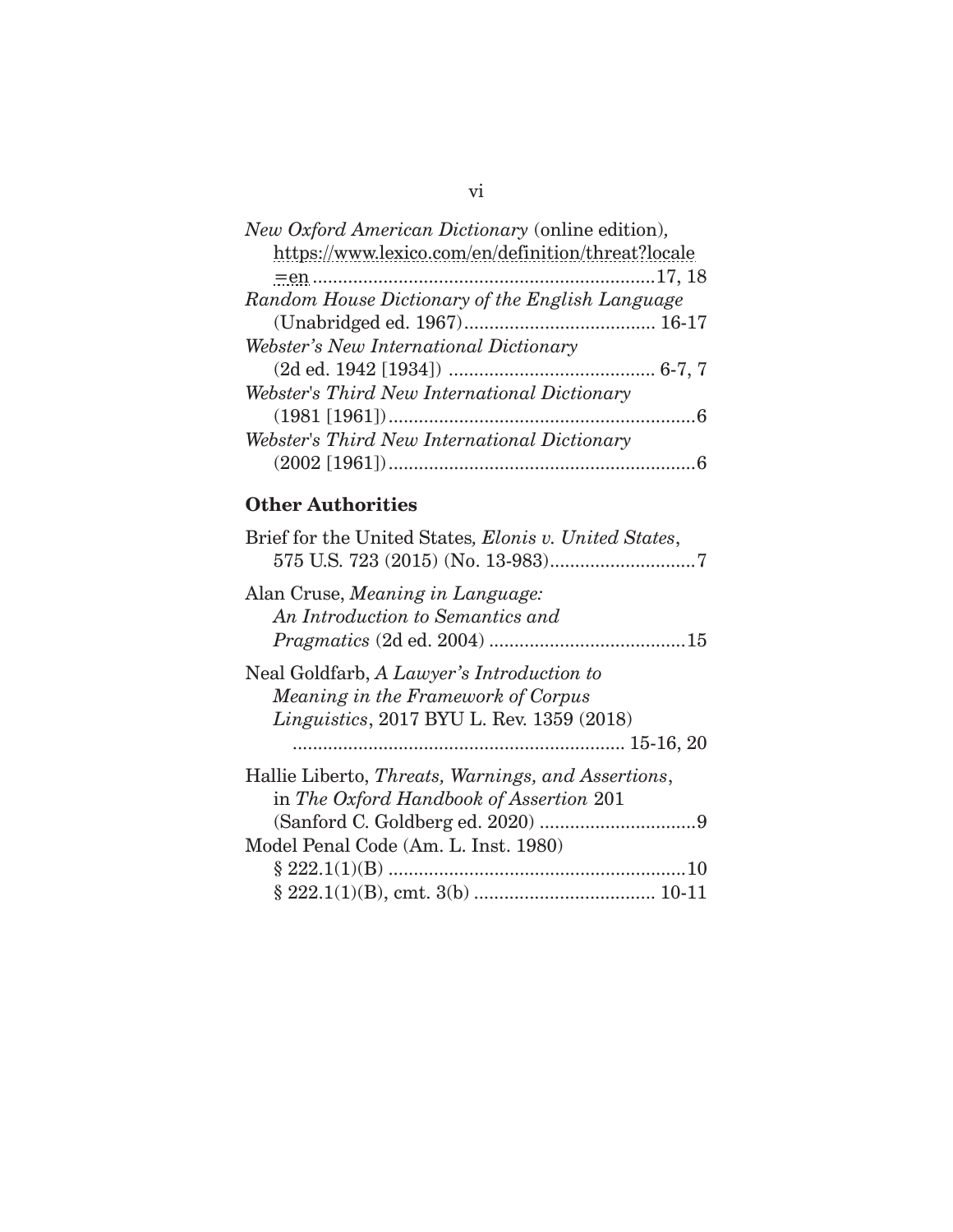*New Oxford American Dictionary* (online edition), https://www.lexico.com/en/definition/threat?locale=en ....................................................................17, 18

*Random House Dictionary of the English Language* (Unabridged ed. 1967)...................................... 16-17

*Webster's New International Dictionary* (2d ed. 1942 [1934]) ......................................... 6-7, 7

*Webster's Third New International Dictionary* (1981 [1961])..............................................................6

*Webster's Third New International Dictionary* (2002 [1961])..............................................................6

## Other Authorities

Brief for the United States, *Elonis v. United States*, 575 U.S. 723 (2015) (No. 13-983).............................7

Alan Cruse, *Meaning in Language: An Introduction to Semantics and Pragmatics* (2d ed. 2004) .......................................15

Neal Goldfarb, *A Lawyer's Introduction to Meaning in the Framework of Corpus Linguistics*, 2017 BYU L. Rev. 1359 (2018) .................................................................. 15-16, 20

Hallie Liberto, *Threats, Warnings, and Assertions*, in *The Oxford Handbook of Assertion* 201 (Sanford C. Goldberg ed. 2020) ...............................9

Model Penal Code (Am. L. Inst. 1980)
§ 222.1(1)(B) ............................................................10
§ 222.1(1)(B), cmt. 3(b) .................................... 10-11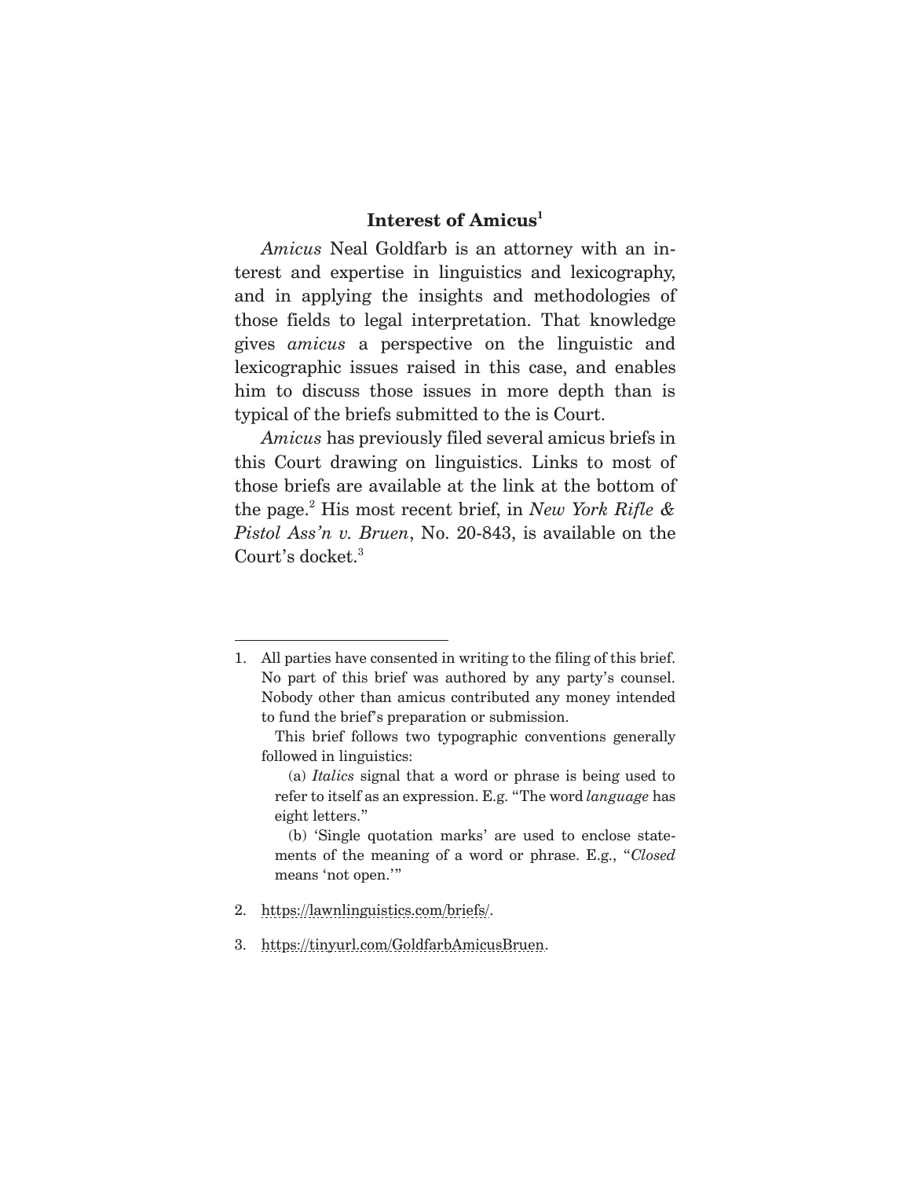## Interest of Amicus[1]

*Amicus* Neal Goldfarb is an attorney with an interest and expertise in linguistics and lexicography, and in applying the insights and methodologies of those fields to legal interpretation. That knowledge gives *amicus* a perspective on the linguistic and lexicographic issues raised in this case, and enables him to discuss those issues in more depth than is typical of the briefs submitted to the is Court.

*Amicus* has previously filed several amicus briefs in this Court drawing on linguistics. Links to most of those briefs are available at the link at the bottom of the page.[2] His most recent brief, in *New York Rifle & Pistol Ass'n v. Bruen*, No. 20-843, is available on the Court's docket.[3]

---

1. All parties have consented in writing to the filing of this brief. No part of this brief was authored by any party's counsel. Nobody other than amicus contributed any money intended to fund the brief's preparation or submission.

   This brief follows two typographic conventions generally followed in linguistics:

   (a) *Italics* signal that a word or phrase is being used to refer to itself as an expression. E.g. "The word *language* has eight letters."

   (b) 'Single quotation marks' are used to enclose statements of the meaning of a word or phrase. E.g., "*Closed* means 'not open.'"

2. https://lawnlinguistics.com/briefs/.

3. https://tinyurl.com/GoldfarbAmicusBruen.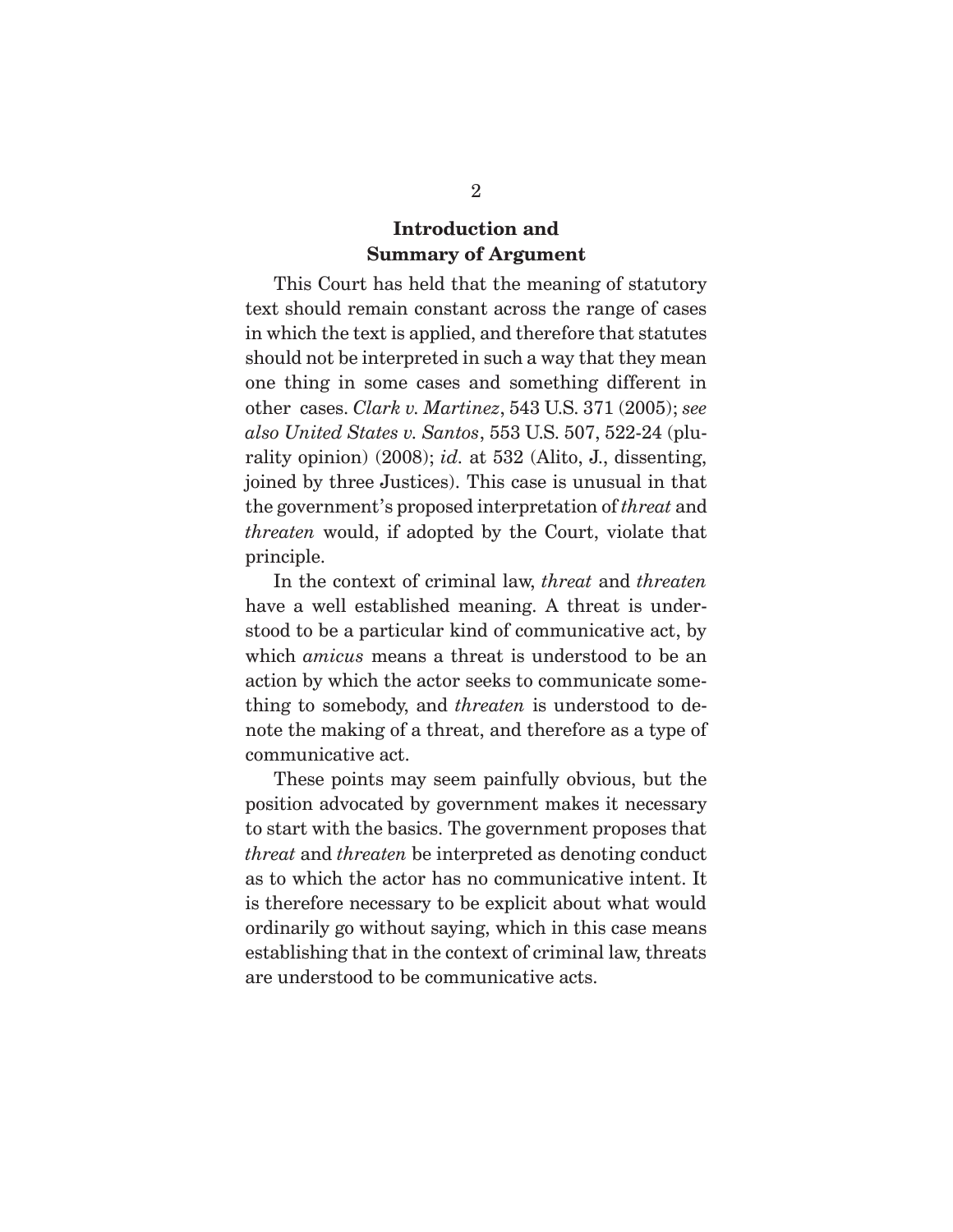## Introduction and Summary of Argument

This Court has held that the meaning of statutory text should remain constant across the range of cases in which the text is applied, and therefore that statutes should not be interpreted in such a way that they mean one thing in some cases and something different in other cases. *Clark v. Martinez*, 543 U.S. 371 (2005); *see also United States v. Santos*, 553 U.S. 507, 522-24 (plurality opinion) (2008); *id.* at 532 (Alito, J., dissenting, joined by three Justices). This case is unusual in that the government's proposed interpretation of *threat* and *threaten* would, if adopted by the Court, violate that principle.

In the context of criminal law, *threat* and *threaten* have a well established meaning. A threat is understood to be a particular kind of communicative act, by which *amicus* means a threat is understood to be an action by which the actor seeks to communicate something to somebody, and *threaten* is understood to denote the making of a threat, and therefore as a type of communicative act.

These points may seem painfully obvious, but the position advocated by government makes it necessary to start with the basics. The government proposes that *threat* and *threaten* be interpreted as denoting conduct as to which the actor has no communicative intent. It is therefore necessary to be explicit about what would ordinarily go without saying, which in this case means establishing that in the context of criminal law, threats are understood to be communicative acts.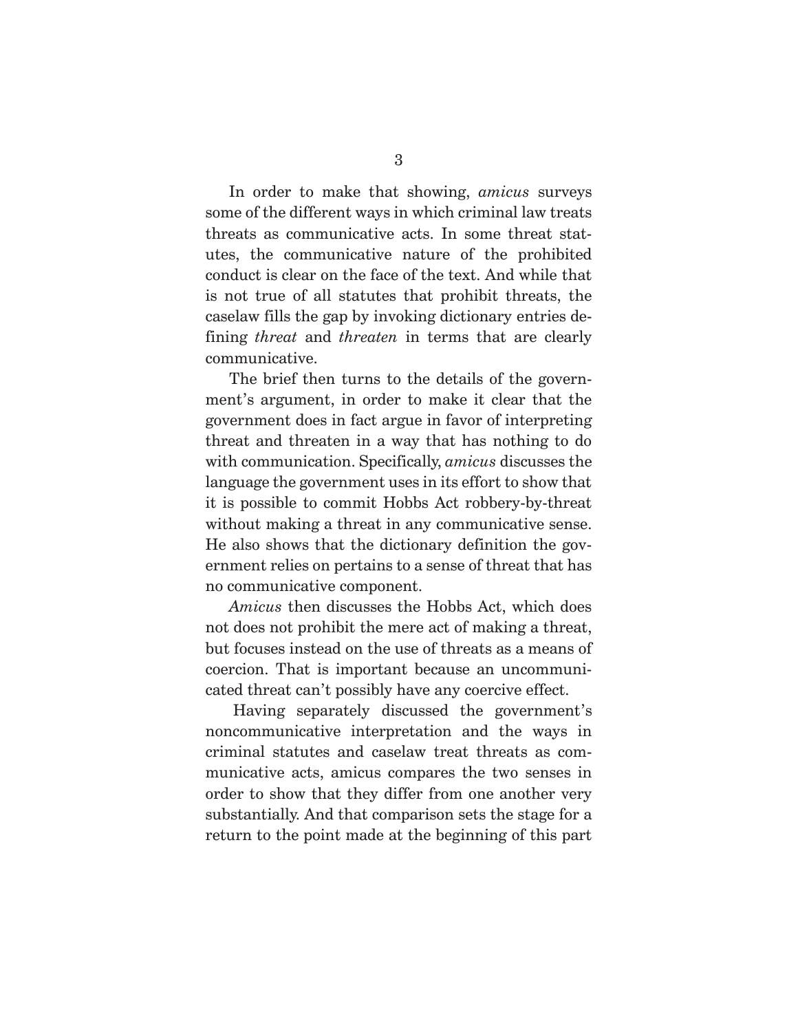In order to make that showing, *amicus* surveys some of the different ways in which criminal law treats threats as communicative acts. In some threat statutes, the communicative nature of the prohibited conduct is clear on the face of the text. And while that is not true of all statutes that prohibit threats, the caselaw fills the gap by invoking dictionary entries defining *threat* and *threaten* in terms that are clearly communicative.

The brief then turns to the details of the government's argument, in order to make it clear that the government does in fact argue in favor of interpreting threat and threaten in a way that has nothing to do with communication. Specifically, *amicus* discusses the language the government uses in its effort to show that it is possible to commit Hobbs Act robbery-by-threat without making a threat in any communicative sense. He also shows that the dictionary definition the government relies on pertains to a sense of threat that has no communicative component.

*Amicus* then discusses the Hobbs Act, which does not does not prohibit the mere act of making a threat, but focuses instead on the use of threats as a means of coercion. That is important because an uncommunicated threat can't possibly have any coercive effect.

Having separately discussed the government's noncommunicative interpretation and the ways in criminal statutes and caselaw treat threats as communicative acts, amicus compares the two senses in order to show that they differ from one another very substantially. And that comparison sets the stage for a return to the point made at the beginning of this part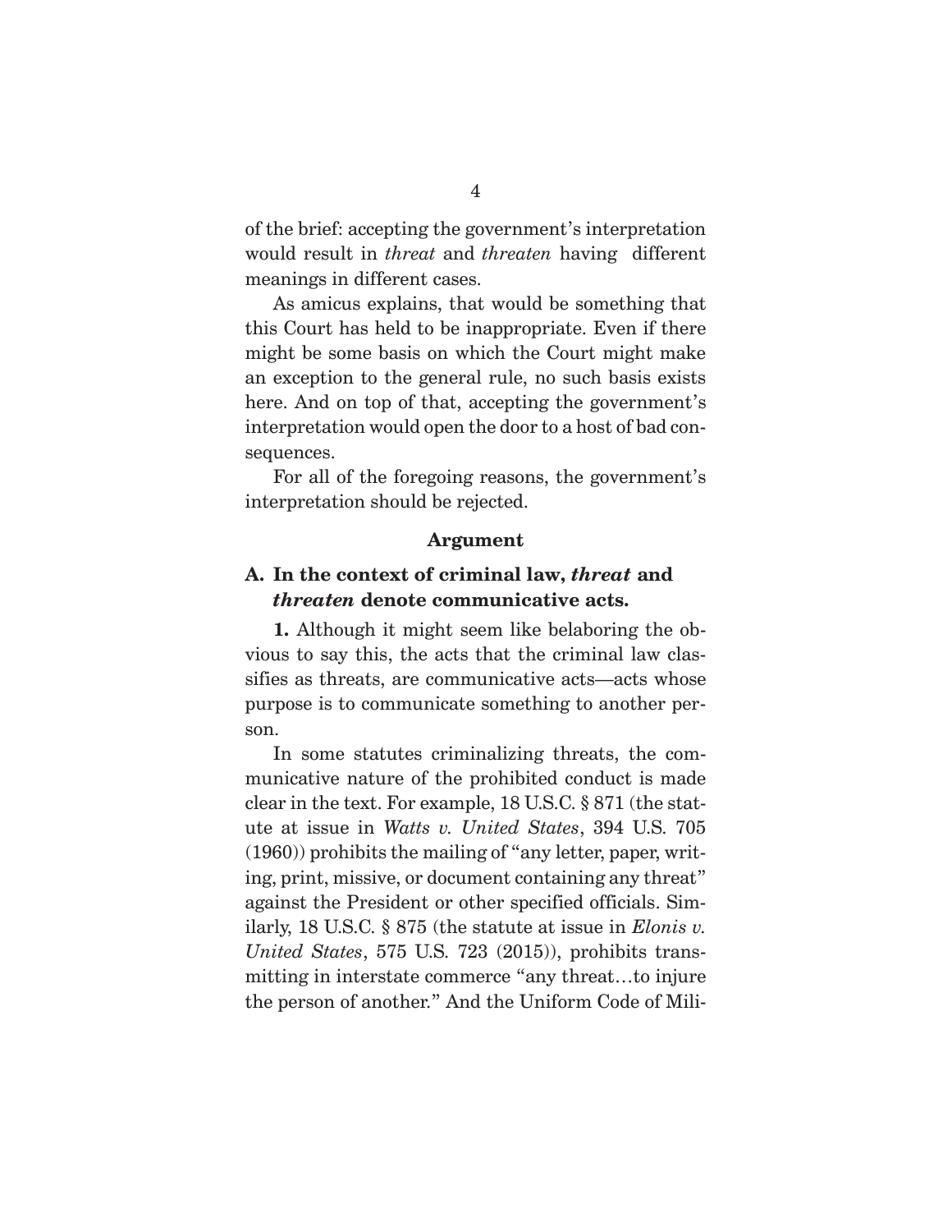of the brief: accepting the government's interpretation would result in *threat* and *threaten* having different meanings in different cases.

As amicus explains, that would be something that this Court has held to be inappropriate. Even if there might be some basis on which the Court might make an exception to the general rule, no such basis exists here. And on top of that, accepting the government's interpretation would open the door to a host of bad consequences.

For all of the foregoing reasons, the government's interpretation should be rejected.

## Argument

### A. In the context of criminal law, *threat* and *threaten* denote communicative acts.

**1.** Although it might seem like belaboring the obvious to say this, the acts that the criminal law classifies as threats, are communicative acts—acts whose purpose is to communicate something to another person.

In some statutes criminalizing threats, the communicative nature of the prohibited conduct is made clear in the text. For example, 18 U.S.C. § 871 (the statute at issue in *Watts v. United States*, 394 U.S. 705 (1960)) prohibits the mailing of "any letter, paper, writing, print, missive, or document containing any threat" against the President or other specified officials. Similarly, 18 U.S.C. § 875 (the statute at issue in *Elonis v. United States*, 575 U.S. 723 (2015)), prohibits transmitting in interstate commerce "any threat…to injure the person of another." And the Uniform Code of Mili-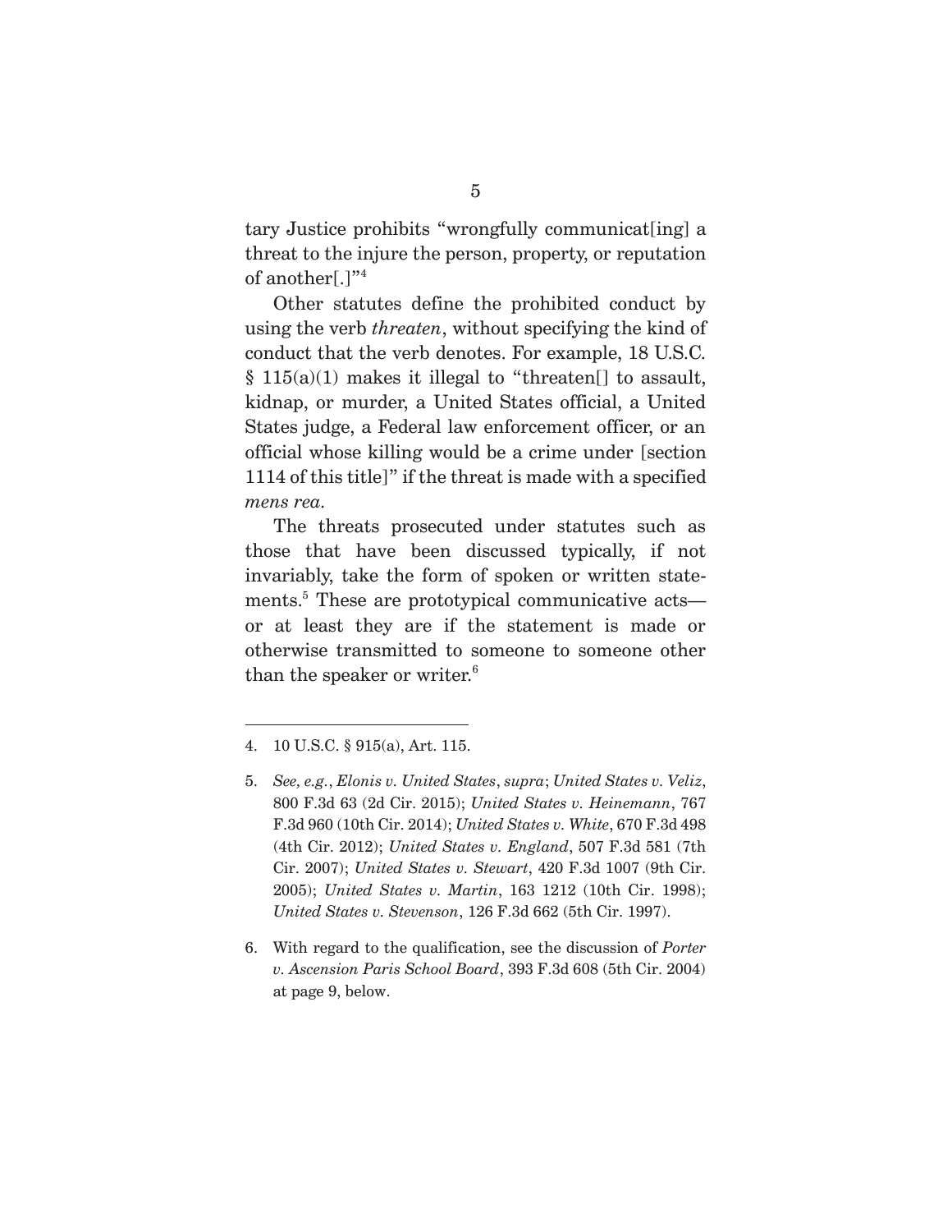tary Justice prohibits "wrongfully communicat[ing] a threat to the injure the person, property, or reputation of another[.]"[4]

Other statutes define the prohibited conduct by using the verb *threaten*, without specifying the kind of conduct that the verb denotes. For example, 18 U.S.C. § 115(a)(1) makes it illegal to "threaten[] to assault, kidnap, or murder, a United States official, a United States judge, a Federal law enforcement officer, or an official whose killing would be a crime under [section 1114 of this title]" if the threat is made with a specified *mens rea*.

The threats prosecuted under statutes such as those that have been discussed typically, if not invariably, take the form of spoken or written statements.[5] These are prototypical communicative acts—or at least they are if the statement is made or otherwise transmitted to someone to someone other than the speaker or writer.[6]

---

4. 10 U.S.C. § 915(a), Art. 115.

5. *See, e.g.*, *Elonis v. United States*, *supra*; *United States v. Veliz*, 800 F.3d 63 (2d Cir. 2015); *United States v. Heinemann*, 767 F.3d 960 (10th Cir. 2014); *United States v. White*, 670 F.3d 498 (4th Cir. 2012); *United States v. England*, 507 F.3d 581 (7th Cir. 2007); *United States v. Stewart*, 420 F.3d 1007 (9th Cir. 2005); *United States v. Martin*, 163 1212 (10th Cir. 1998); *United States v. Stevenson*, 126 F.3d 662 (5th Cir. 1997).

6. With regard to the qualification, see the discussion of *Porter v. Ascension Paris School Board*, 393 F.3d 608 (5th Cir. 2004) at page 9, below.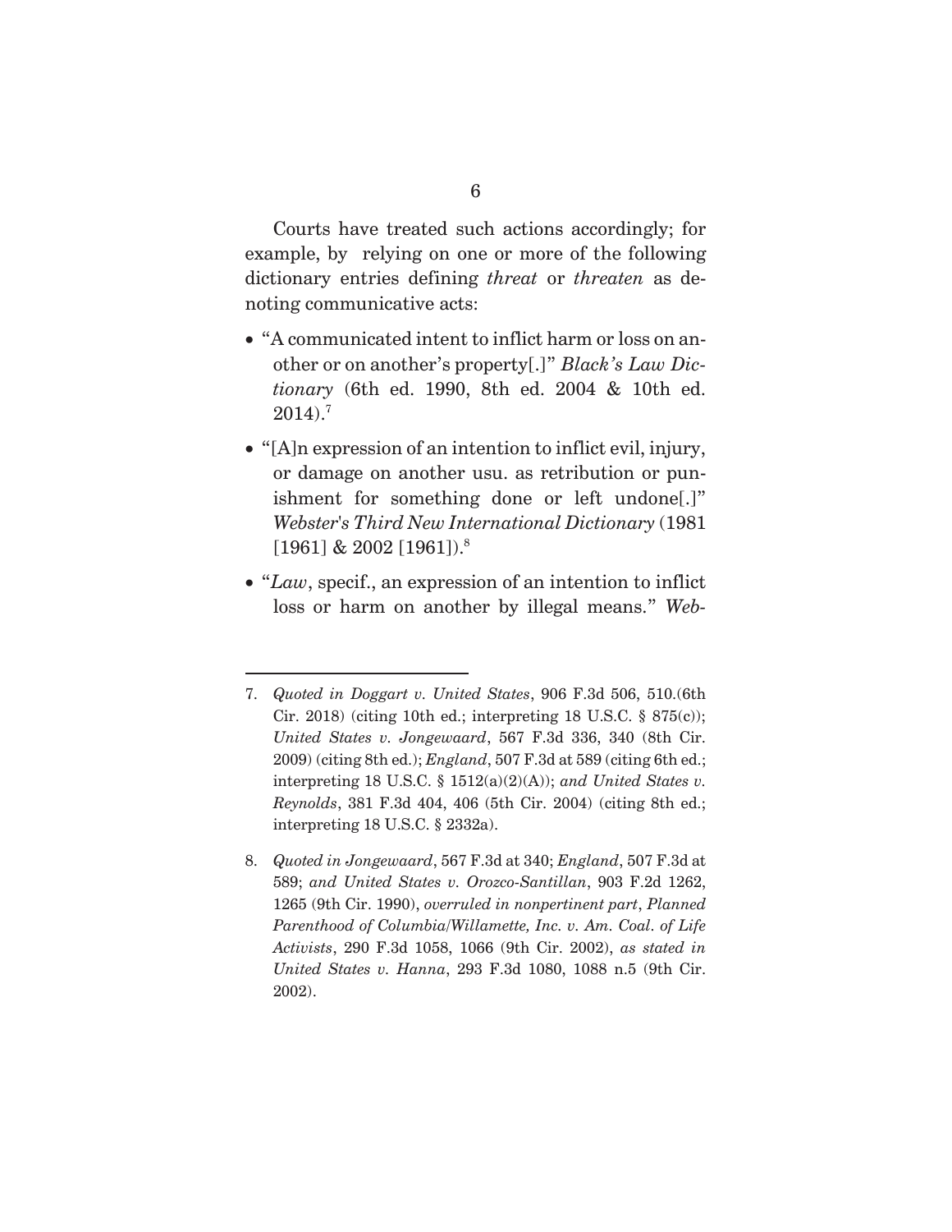Courts have treated such actions accordingly; for example, by relying on one or more of the following dictionary entries defining *threat* or *threaten* as denoting communicative acts:

- "A communicated intent to inflict harm or loss on another or on another's property[.]" *Black's Law Dictionary* (6th ed. 1990, 8th ed. 2004 & 10th ed. 2014).[7]
- "[A]n expression of an intention to inflict evil, injury, or damage on another usu. as retribution or punishment for something done or left undone[.]" *Webster's Third New International Dictionary* (1981 [1961] & 2002 [1961]).[8]
- "*Law*, specif., an expression of an intention to inflict loss or harm on another by illegal means." *Web-*

---

7. *Quoted in Doggart v. United States*, 906 F.3d 506, 510.(6th Cir. 2018) (citing 10th ed.; interpreting 18 U.S.C. § 875(c)); *United States v. Jongewaard*, 567 F.3d 336, 340 (8th Cir. 2009) (citing 8th ed.); *England*, 507 F.3d at 589 (citing 6th ed.; interpreting 18 U.S.C. § 1512(a)(2)(A)); *and United States v. Reynolds*, 381 F.3d 404, 406 (5th Cir. 2004) (citing 8th ed.; interpreting 18 U.S.C. § 2332a).

8. *Quoted in Jongewaard*, 567 F.3d at 340; *England*, 507 F.3d at 589; *and United States v. Orozco-Santillan*, 903 F.2d 1262, 1265 (9th Cir. 1990), *overruled in nonpertinent part*, *Planned Parenthood of Columbia/Willamette, Inc. v. Am. Coal. of Life Activists*, 290 F.3d 1058, 1066 (9th Cir. 2002), *as stated in United States v. Hanna*, 293 F.3d 1080, 1088 n.5 (9th Cir. 2002).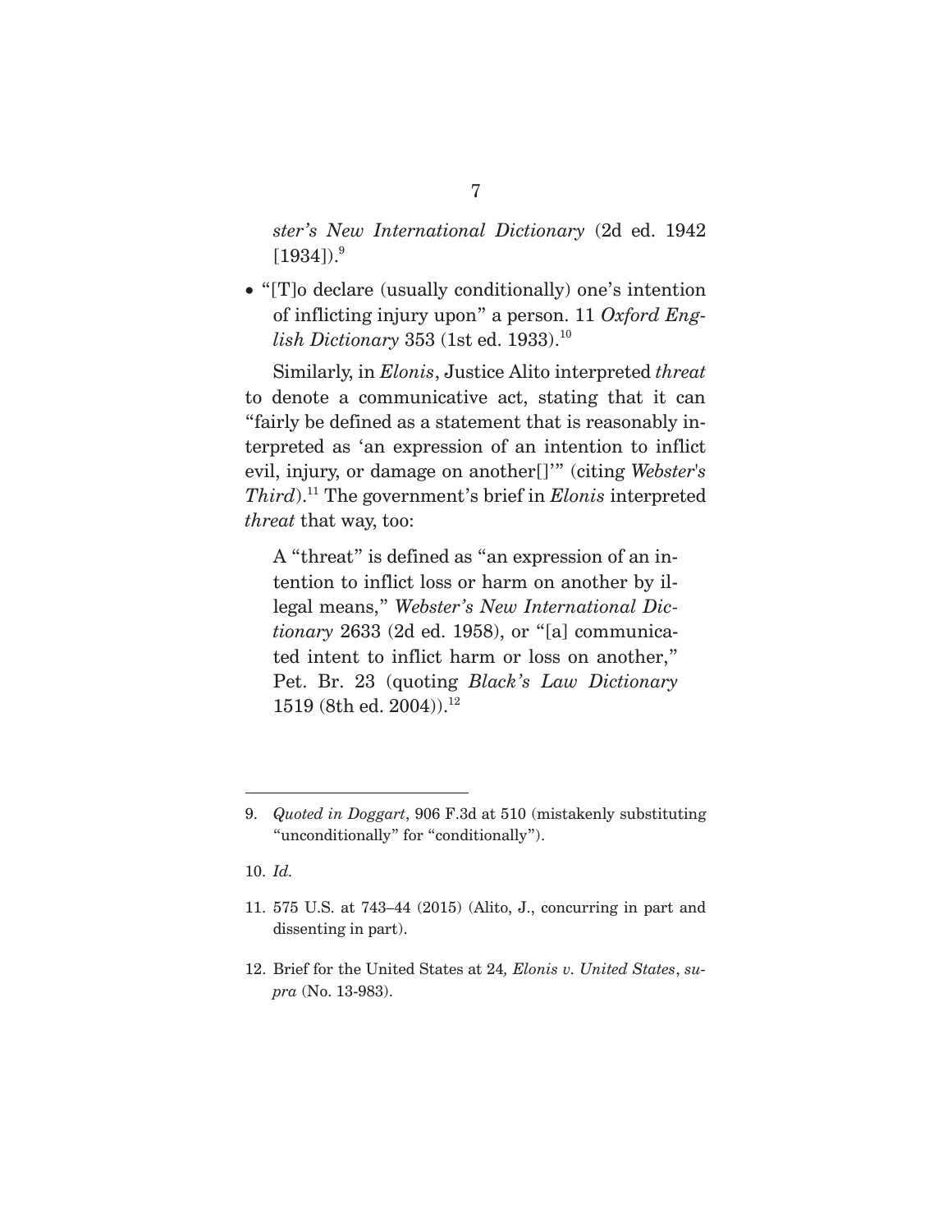*ster's New International Dictionary* (2d ed. 1942 [1934]).[9]

- "[T]o declare (usually conditionally) one's intention of inflicting injury upon" a person. 11 *Oxford English Dictionary* 353 (1st ed. 1933).[10]

Similarly, in *Elonis*, Justice Alito interpreted *threat* to denote a communicative act, stating that it can "fairly be defined as a statement that is reasonably interpreted as 'an expression of an intention to inflict evil, injury, or damage on another[]'" (citing *Webster's Third*).[11] The government's brief in *Elonis* interpreted *threat* that way, too:

> A "threat" is defined as "an expression of an intention to inflict loss or harm on another by illegal means," *Webster's New International Dictionary* 2633 (2d ed. 1958), or "[a] communicated intent to inflict harm or loss on another," Pet. Br. 23 (quoting *Black's Law Dictionary* 1519 (8th ed. 2004)).[12]

---

9. *Quoted in Doggart*, 906 F.3d at 510 (mistakenly substituting "unconditionally" for "conditionally").

10. *Id.*

11. 575 U.S. at 743–44 (2015) (Alito, J., concurring in part and dissenting in part).

12. Brief for the United States at 24*, Elonis v. United States*, *supra* (No. 13-983).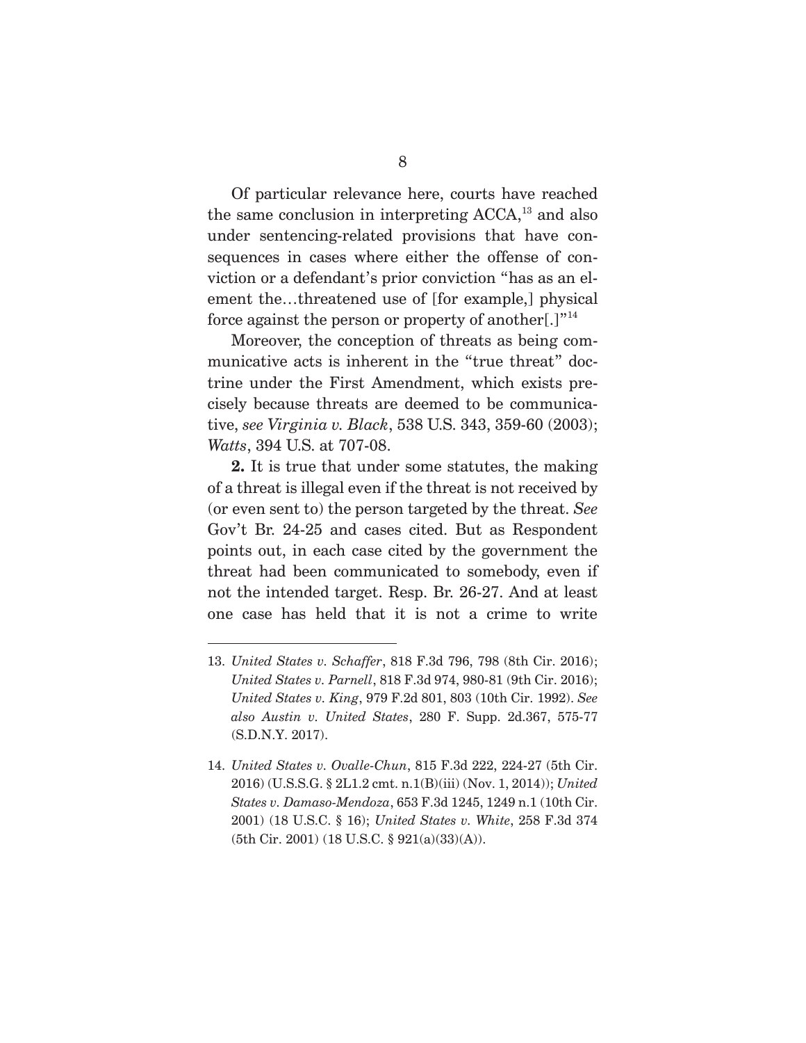Of particular relevance here, courts have reached the same conclusion in interpreting ACCA,[13] and also under sentencing-related provisions that have consequences in cases where either the offense of conviction or a defendant's prior conviction "has as an element the…threatened use of [for example,] physical force against the person or property of another[.]"[14]

Moreover, the conception of threats as being communicative acts is inherent in the "true threat" doctrine under the First Amendment, which exists precisely because threats are deemed to be communicative, *see Virginia v. Black*, 538 U.S. 343, 359-60 (2003); *Watts*, 394 U.S. at 707-08.

**2.** It is true that under some statutes, the making of a threat is illegal even if the threat is not received by (or even sent to) the person targeted by the threat. *See* Gov't Br. 24-25 and cases cited. But as Respondent points out, in each case cited by the government the threat had been communicated to somebody, even if not the intended target. Resp. Br. 26-27. And at least one case has held that it is not a crime to write

---

13. *United States v. Schaffer*, 818 F.3d 796, 798 (8th Cir. 2016); *United States v. Parnell*, 818 F.3d 974, 980-81 (9th Cir. 2016); *United States v. King*, 979 F.2d 801, 803 (10th Cir. 1992). *See also Austin v. United States*, 280 F. Supp. 2d.367, 575-77 (S.D.N.Y. 2017).

14. *United States v. Ovalle-Chun*, 815 F.3d 222, 224-27 (5th Cir. 2016) (U.S.S.G. § 2L1.2 cmt. n.1(B)(iii) (Nov. 1, 2014)); *United States v. Damaso-Mendoza*, 653 F.3d 1245, 1249 n.1 (10th Cir. 2001) (18 U.S.C. § 16); *United States v. White*, 258 F.3d 374 (5th Cir. 2001) (18 U.S.C. § 921(a)(33)(A)).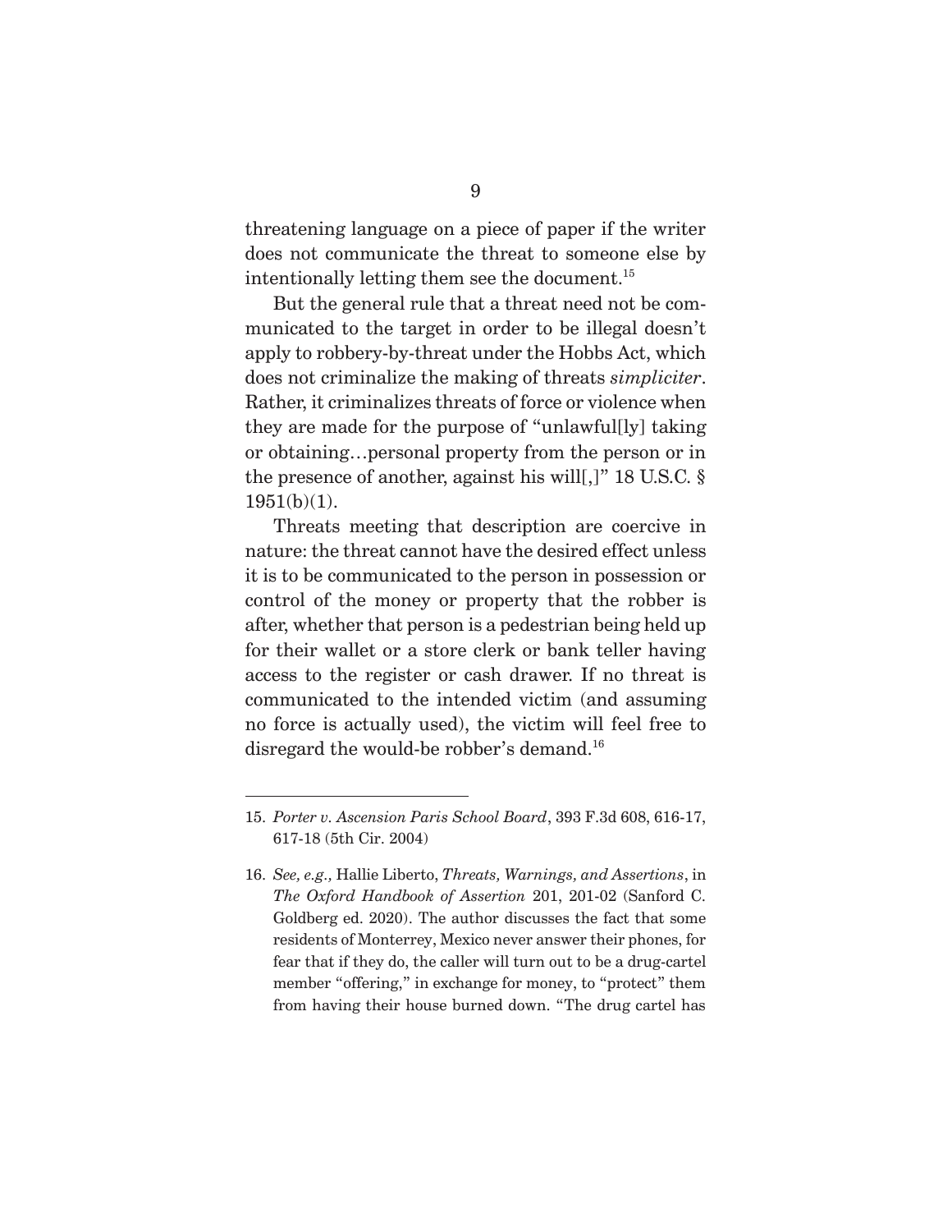threatening language on a piece of paper if the writer does not communicate the threat to someone else by intentionally letting them see the document.[15]

But the general rule that a threat need not be communicated to the target in order to be illegal doesn't apply to robbery-by-threat under the Hobbs Act, which does not criminalize the making of threats *simpliciter*. Rather, it criminalizes threats of force or violence when they are made for the purpose of "unlawful[ly] taking or obtaining…personal property from the person or in the presence of another, against his will[,]" 18 U.S.C. § 1951(b)(1).

Threats meeting that description are coercive in nature: the threat cannot have the desired effect unless it is to be communicated to the person in possession or control of the money or property that the robber is after, whether that person is a pedestrian being held up for their wallet or a store clerk or bank teller having access to the register or cash drawer. If no threat is communicated to the intended victim (and assuming no force is actually used), the victim will feel free to disregard the would-be robber's demand.[16]

---

15. *Porter v. Ascension Paris School Board*, 393 F.3d 608, 616-17, 617-18 (5th Cir. 2004)

16. *See, e.g.,* Hallie Liberto, *Threats, Warnings, and Assertions*, in *The Oxford Handbook of Assertion* 201, 201-02 (Sanford C. Goldberg ed. 2020). The author discusses the fact that some residents of Monterrey, Mexico never answer their phones, for fear that if they do, the caller will turn out to be a drug-cartel member "offering," in exchange for money, to "protect" them from having their house burned down. "The drug cartel has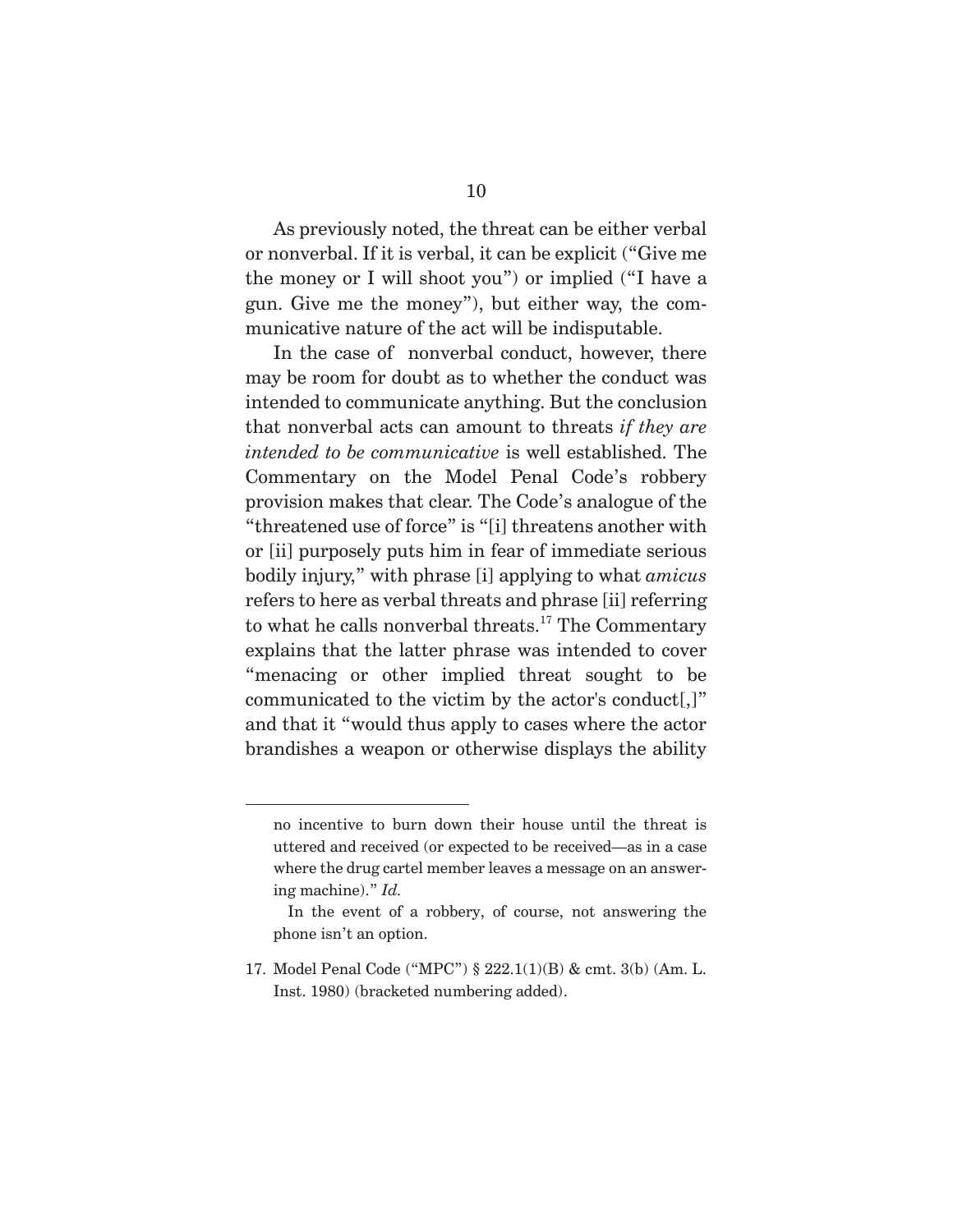As previously noted, the threat can be either verbal or nonverbal. If it is verbal, it can be explicit ("Give me the money or I will shoot you") or implied ("I have a gun. Give me the money"), but either way, the communicative nature of the act will be indisputable.

In the case of nonverbal conduct, however, there may be room for doubt as to whether the conduct was intended to communicate anything. But the conclusion that nonverbal acts can amount to threats *if they are intended to be communicative* is well established. The Commentary on the Model Penal Code's robbery provision makes that clear. The Code's analogue of the "threatened use of force" is "[i] threatens another with or [ii] purposely puts him in fear of immediate serious bodily injury," with phrase [i] applying to what *amicus* refers to here as verbal threats and phrase [ii] referring to what he calls nonverbal threats.[17] The Commentary explains that the latter phrase was intended to cover "menacing or other implied threat sought to be communicated to the victim by the actor's conduct[,]" and that it "would thus apply to cases where the actor brandishes a weapon or otherwise displays the ability

---

no incentive to burn down their house until the threat is uttered and received (or expected to be received—as in a case where the drug cartel member leaves a message on an answering machine)." *Id.*

In the event of a robbery, of course, not answering the phone isn't an option.

17. Model Penal Code ("MPC") § 222.1(1)(B) & cmt. 3(b) (Am. L. Inst. 1980) (bracketed numbering added).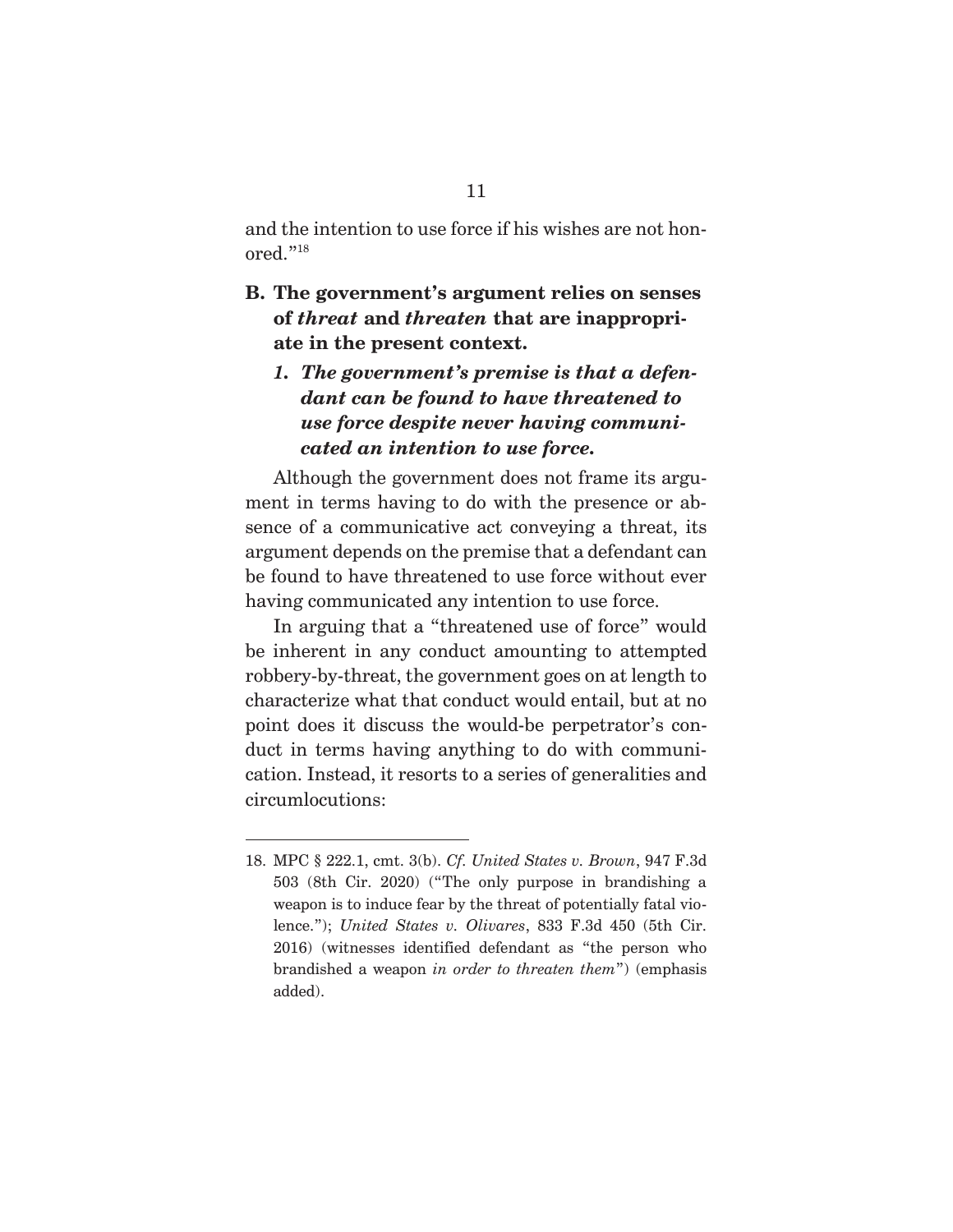and the intention to use force if his wishes are not honored."[18]

## B. The government's argument relies on senses of *threat* and *threaten* that are inappropriate in the present context.

### *1. The government's premise is that a defendant can be found to have threatened to use force despite never having communicated an intention to use force.*

Although the government does not frame its argument in terms having to do with the presence or absence of a communicative act conveying a threat, its argument depends on the premise that a defendant can be found to have threatened to use force without ever having communicated any intention to use force.

In arguing that a "threatened use of force" would be inherent in any conduct amounting to attempted robbery-by-threat, the government goes on at length to characterize what that conduct would entail, but at no point does it discuss the would-be perpetrator's conduct in terms having anything to do with communication. Instead, it resorts to a series of generalities and circumlocutions:

---

18. MPC § 222.1, cmt. 3(b). *Cf. United States v. Brown*, 947 F.3d 503 (8th Cir. 2020) ("The only purpose in brandishing a weapon is to induce fear by the threat of potentially fatal violence."); *United States v. Olivares*, 833 F.3d 450 (5th Cir. 2016) (witnesses identified defendant as "the person who brandished a weapon *in order to threaten them*") (emphasis added).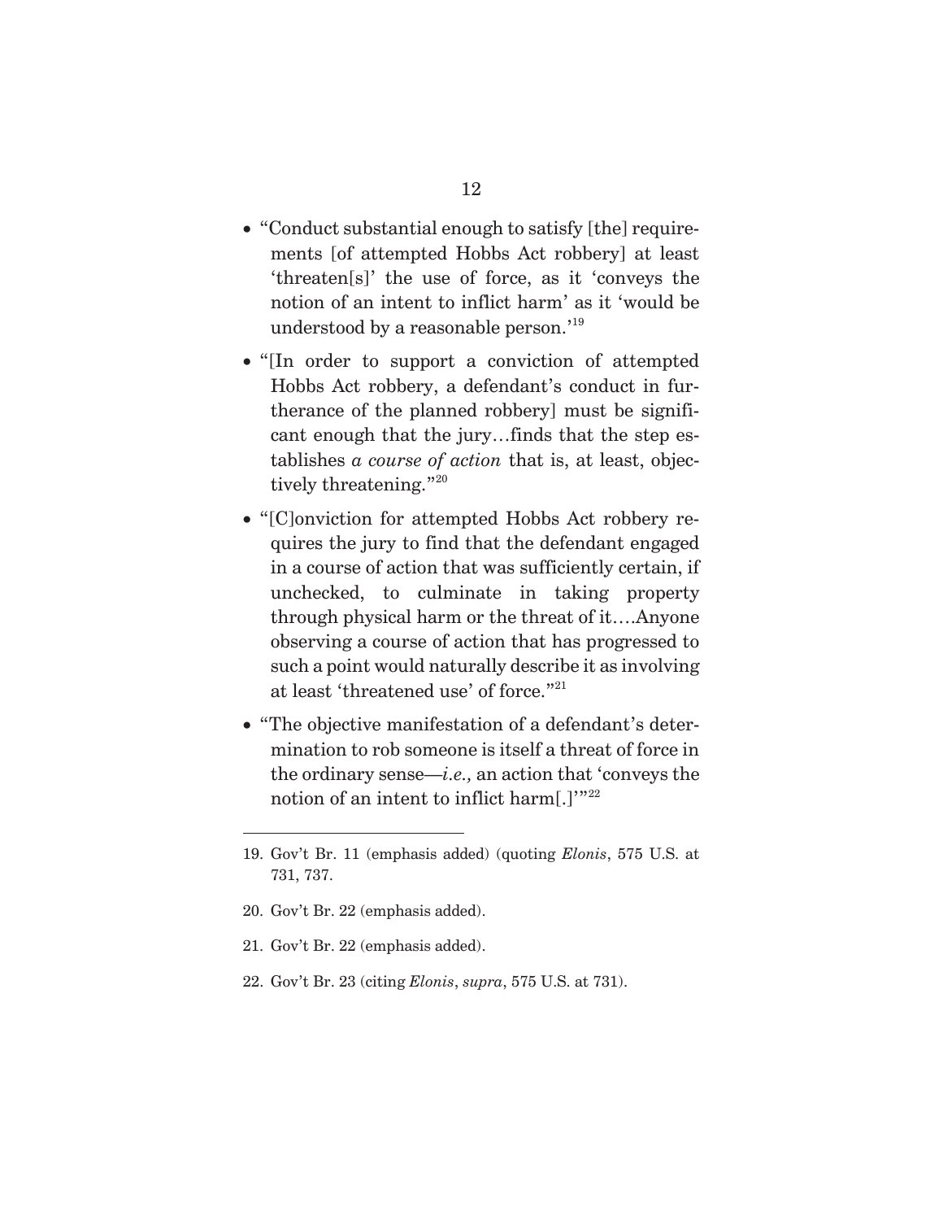- "Conduct substantial enough to satisfy [the] requirements [of attempted Hobbs Act robbery] at least 'threaten[s]' the use of force, as it 'conveys the notion of an intent to inflict harm' as it 'would be understood by a reasonable person.'[19]

- "[In order to support a conviction of attempted Hobbs Act robbery, a defendant's conduct in furtherance of the planned robbery] must be significant enough that the jury…finds that the step establishes *a course of action* that is, at least, objectively threatening."[20]

- "[C]onviction for attempted Hobbs Act robbery requires the jury to find that the defendant engaged in a course of action that was sufficiently certain, if unchecked, to culminate in taking property through physical harm or the threat of it….Anyone observing a course of action that has progressed to such a point would naturally describe it as involving at least 'threatened use' of force."[21]

- "The objective manifestation of a defendant's determination to rob someone is itself a threat of force in the ordinary sense—*i.e.,* an action that 'conveys the notion of an intent to inflict harm[.]'"[22]

---

19. Gov't Br. 11 (emphasis added) (quoting *Elonis*, 575 U.S. at 731, 737.

20. Gov't Br. 22 (emphasis added).

21. Gov't Br. 22 (emphasis added).

22. Gov't Br. 23 (citing *Elonis*, *supra*, 575 U.S. at 731).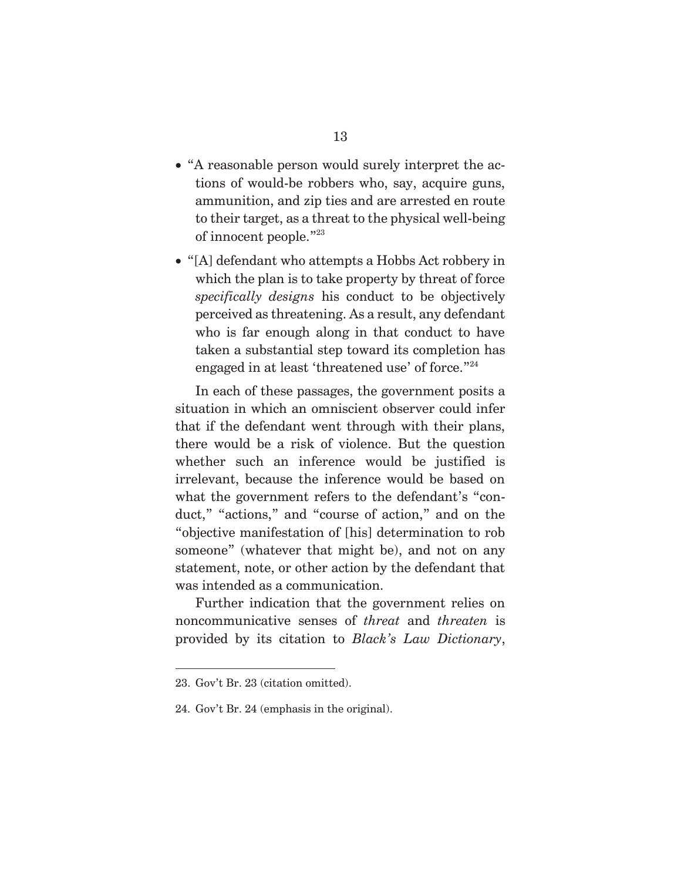- "A reasonable person would surely interpret the actions of would-be robbers who, say, acquire guns, ammunition, and zip ties and are arrested en route to their target, as a threat to the physical well-being of innocent people."[23]
- "[A] defendant who attempts a Hobbs Act robbery in which the plan is to take property by threat of force *specifically designs* his conduct to be objectively perceived as threatening. As a result, any defendant who is far enough along in that conduct to have taken a substantial step toward its completion has engaged in at least 'threatened use' of force."[24]

In each of these passages, the government posits a situation in which an omniscient observer could infer that if the defendant went through with their plans, there would be a risk of violence. But the question whether such an inference would be justified is irrelevant, because the inference would be based on what the government refers to the defendant's "conduct," "actions," and "course of action," and on the "objective manifestation of [his] determination to rob someone" (whatever that might be), and not on any statement, note, or other action by the defendant that was intended as a communication.

Further indication that the government relies on noncommunicative senses of *threat* and *threaten* is provided by its citation to *Black's Law Dictionary*,

---

23. Gov't Br. 23 (citation omitted).

24. Gov't Br. 24 (emphasis in the original).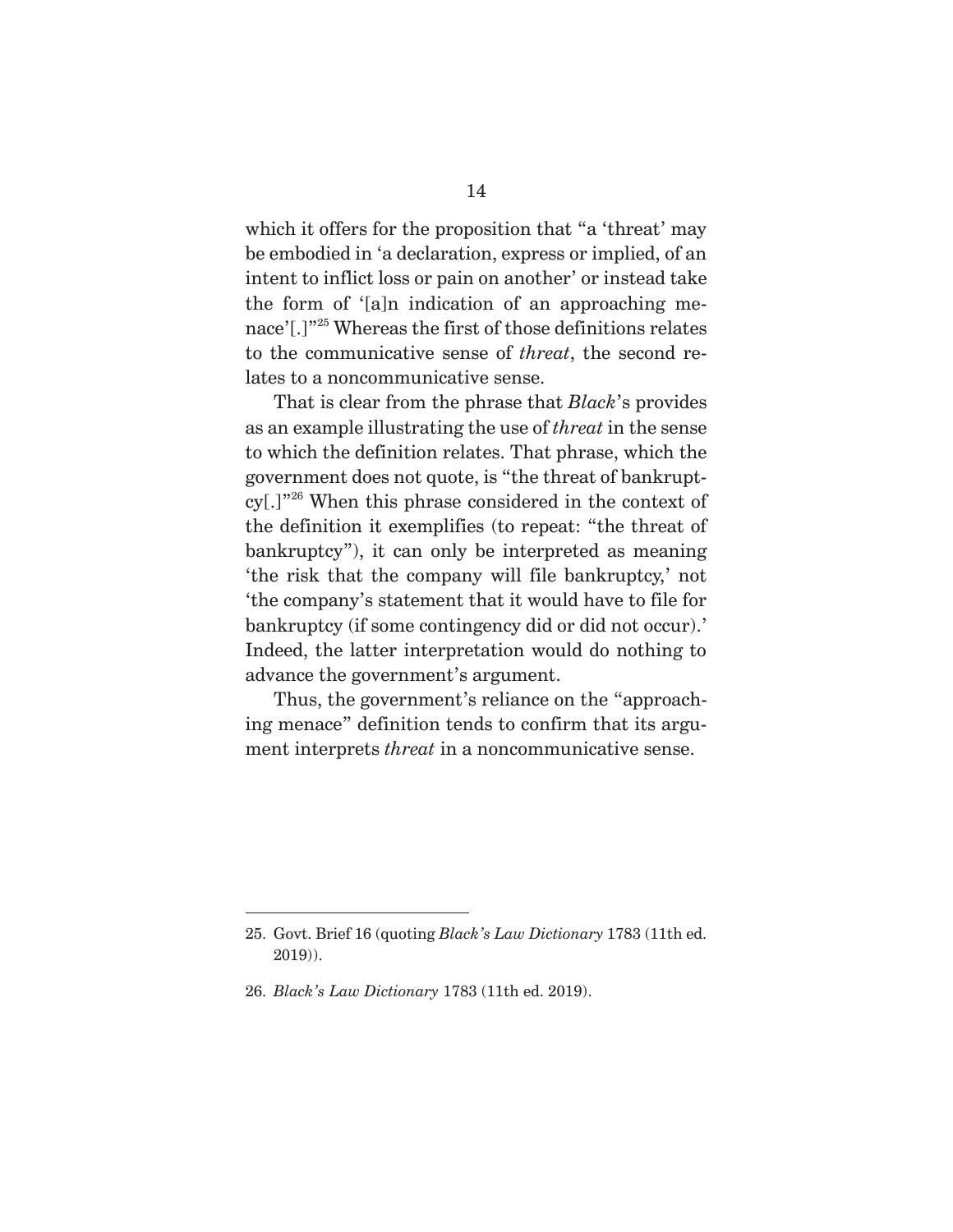which it offers for the proposition that "a 'threat' may be embodied in 'a declaration, express or implied, of an intent to inflict loss or pain on another' or instead take the form of '[a]n indication of an approaching menace'[.]"[25] Whereas the first of those definitions relates to the communicative sense of *threat*, the second relates to a noncommunicative sense.

That is clear from the phrase that *Black*'s provides as an example illustrating the use of *threat* in the sense to which the definition relates. That phrase, which the government does not quote, is "the threat of bankruptcy[.]"[26] When this phrase considered in the context of the definition it exemplifies (to repeat: "the threat of bankruptcy"), it can only be interpreted as meaning 'the risk that the company will file bankruptcy,' not 'the company's statement that it would have to file for bankruptcy (if some contingency did or did not occur).' Indeed, the latter interpretation would do nothing to advance the government's argument.

Thus, the government's reliance on the "approaching menace" definition tends to confirm that its argument interprets *threat* in a noncommunicative sense.

---

25. Govt. Brief 16 (quoting *Black's Law Dictionary* 1783 (11th ed. 2019)).

26. *Black's Law Dictionary* 1783 (11th ed. 2019).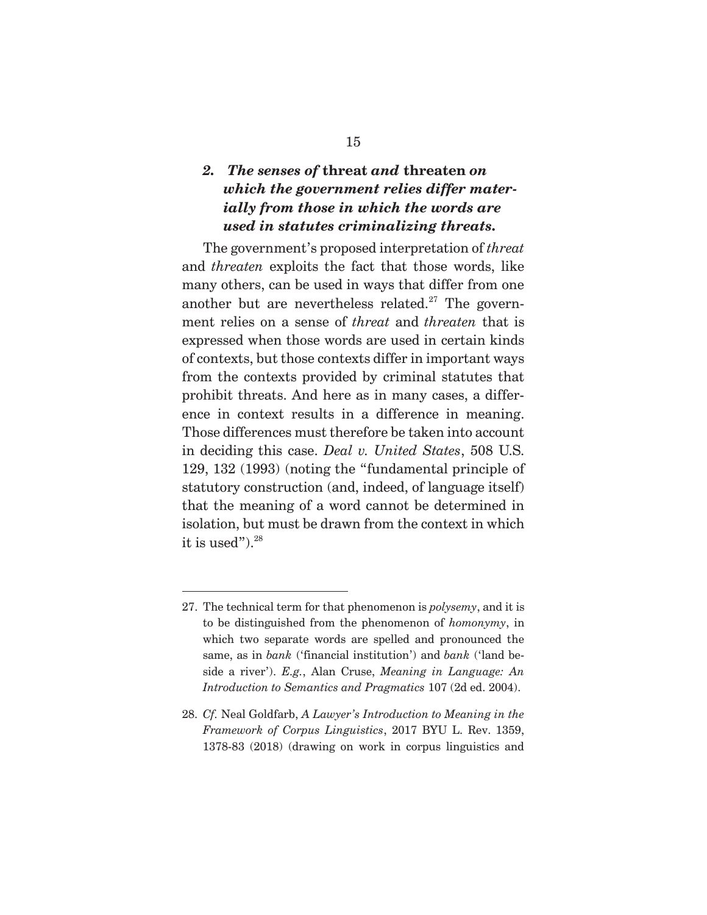### 2. *The senses of* **threat** *and* **threaten** *on which the government relies differ materially from those in which the words are used in statutes criminalizing threats.*

The government's proposed interpretation of *threat* and *threaten* exploits the fact that those words, like many others, can be used in ways that differ from one another but are nevertheless related.[27] The government relies on a sense of *threat* and *threaten* that is expressed when those words are used in certain kinds of contexts, but those contexts differ in important ways from the contexts provided by criminal statutes that prohibit threats. And here as in many cases, a difference in context results in a difference in meaning. Those differences must therefore be taken into account in deciding this case. *Deal v. United States*, 508 U.S. 129, 132 (1993) (noting the "fundamental principle of statutory construction (and, indeed, of language itself) that the meaning of a word cannot be determined in isolation, but must be drawn from the context in which it is used").[28]

---

27. The technical term for that phenomenon is *polysemy*, and it is to be distinguished from the phenomenon of *homonymy*, in which two separate words are spelled and pronounced the same, as in *bank* ('financial institution') and *bank* ('land beside a river'). *E.g.*, Alan Cruse, *Meaning in Language: An Introduction to Semantics and Pragmatics* 107 (2d ed. 2004).

28. *Cf.* Neal Goldfarb, *A Lawyer's Introduction to Meaning in the Framework of Corpus Linguistics*, 2017 BYU L. Rev. 1359, 1378-83 (2018) (drawing on work in corpus linguistics and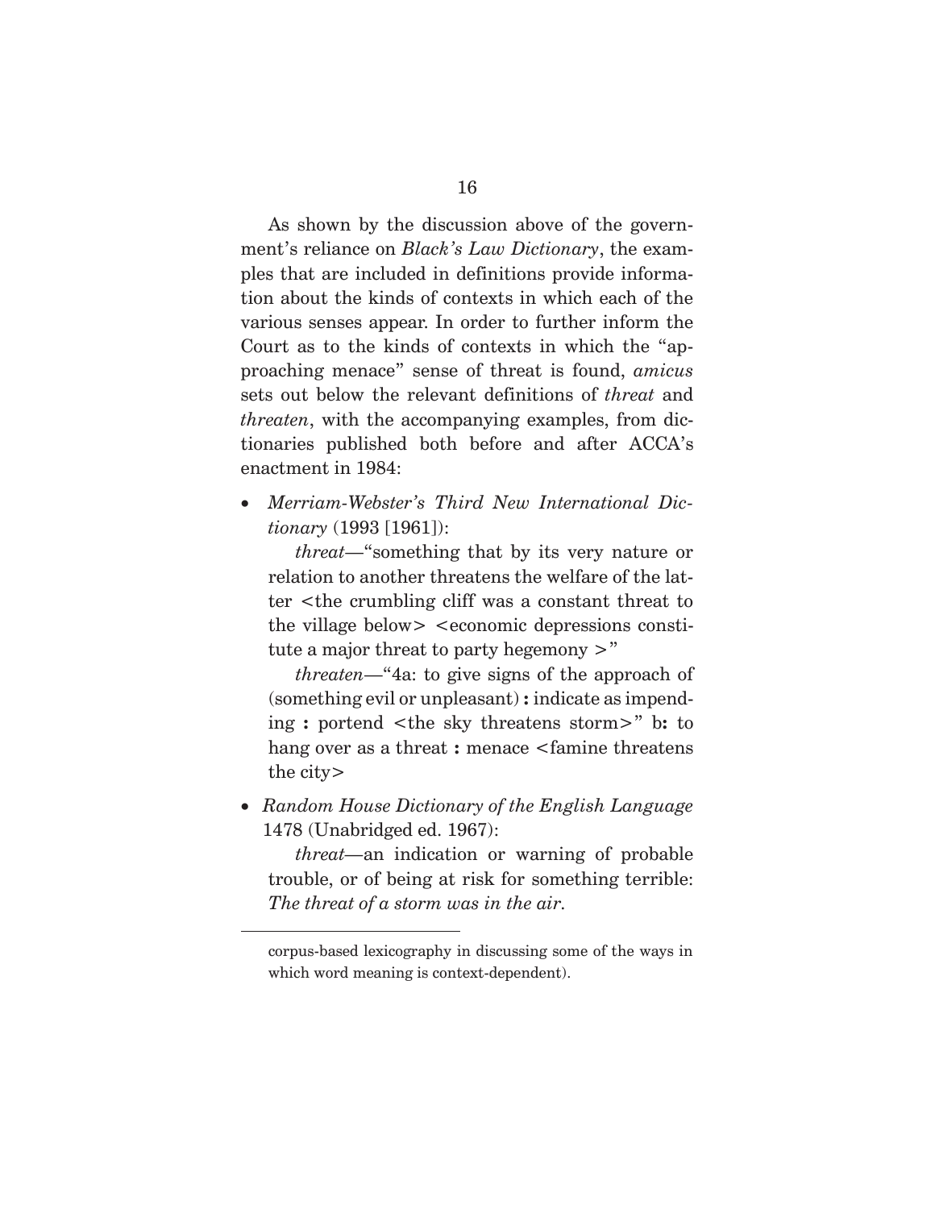As shown by the discussion above of the government's reliance on *Black's Law Dictionary*, the examples that are included in definitions provide information about the kinds of contexts in which each of the various senses appear. In order to further inform the Court as to the kinds of contexts in which the "approaching menace" sense of threat is found, *amicus* sets out below the relevant definitions of *threat* and *threaten*, with the accompanying examples, from dictionaries published both before and after ACCA's enactment in 1984:

- *Merriam-Webster's Third New International Dictionary* (1993 [1961]):

  *threat*—"something that by its very nature or relation to another threatens the welfare of the latter <the crumbling cliff was a constant threat to the village below> <economic depressions constitute a major threat to party hegemony >"

  *threaten*—"4a: to give signs of the approach of (something evil or unpleasant) **:** indicate as impending **:** portend <the sky threatens storm>" b**:** to hang over as a threat **:** menace <famine threatens the city>

- *Random House Dictionary of the English Language* 1478 (Unabridged ed. 1967):

  *threat*—an indication or warning of probable trouble, or of being at risk for something terrible: *The threat of a storm was in the air.*

---

corpus-based lexicography in discussing some of the ways in which word meaning is context-dependent).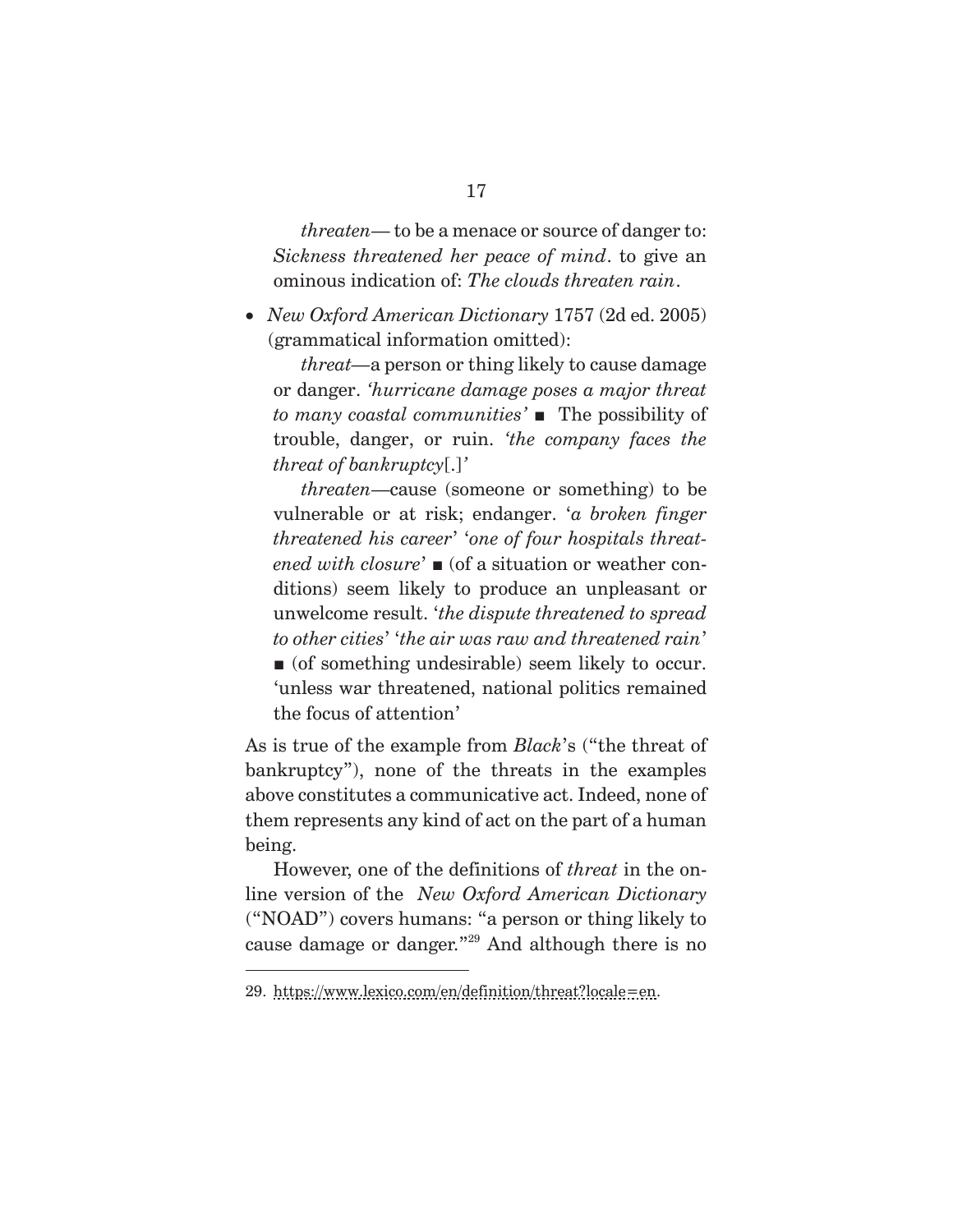*threaten*— to be a menace or source of danger to: *Sickness threatened her peace of mind*. to give an ominous indication of: *The clouds threaten rain*.

- *New Oxford American Dictionary* 1757 (2d ed. 2005) (grammatical information omitted):

  *threat*—a person or thing likely to cause damage or danger. *'hurricane damage poses a major threat to many coastal communities'* ■ The possibility of trouble, danger, or ruin. *'the company faces the threat of bankruptcy*[.]*'*

  *threaten*—cause (someone or something) to be vulnerable or at risk; endanger. '*a broken finger threatened his career*' '*one of four hospitals threatened with closure*' ■ (of a situation or weather conditions) seem likely to produce an unpleasant or unwelcome result. '*the dispute threatened to spread to other cities*' '*the air was raw and threatened rain*' ■ (of something undesirable) seem likely to occur. 'unless war threatened, national politics remained the focus of attention'

As is true of the example from *Black*'s ("the threat of bankruptcy"), none of the threats in the examples above constitutes a communicative act. Indeed, none of them represents any kind of act on the part of a human being.

However, one of the definitions of *threat* in the online version of the *New Oxford American Dictionary* ("NOAD") covers humans: "a person or thing likely to cause damage or danger."[29] And although there is no

---

29. https://www.lexico.com/en/definition/threat?locale=en.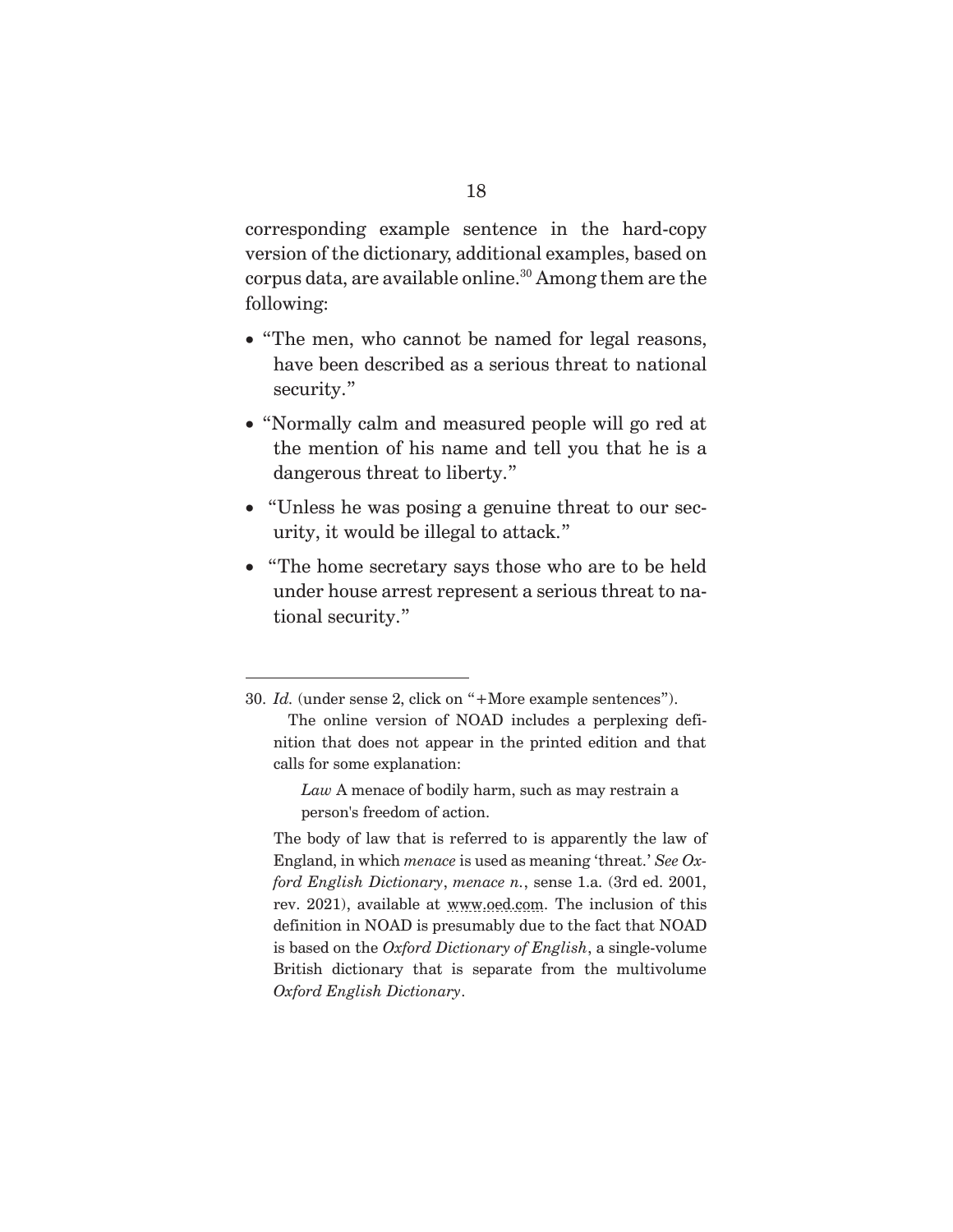corresponding example sentence in the hard-copy version of the dictionary, additional examples, based on corpus data, are available online.[30] Among them are the following:

- "The men, who cannot be named for legal reasons, have been described as a serious threat to national security."
- "Normally calm and measured people will go red at the mention of his name and tell you that he is a dangerous threat to liberty."
- "Unless he was posing a genuine threat to our security, it would be illegal to attack."
- "The home secretary says those who are to be held under house arrest represent a serious threat to national security."

---

30. *Id.* (under sense 2, click on "+More example sentences").

The online version of NOAD includes a perplexing definition that does not appear in the printed edition and that calls for some explanation:

> *Law* A menace of bodily harm, such as may restrain a person's freedom of action.

The body of law that is referred to is apparently the law of England, in which *menace* is used as meaning 'threat.' *See Oxford English Dictionary*, *menace n.*, sense 1.a. (3rd ed. 2001, rev. 2021), available at www.oed.com. The inclusion of this definition in NOAD is presumably due to the fact that NOAD is based on the *Oxford Dictionary of English*, a single-volume British dictionary that is separate from the multivolume *Oxford English Dictionary*.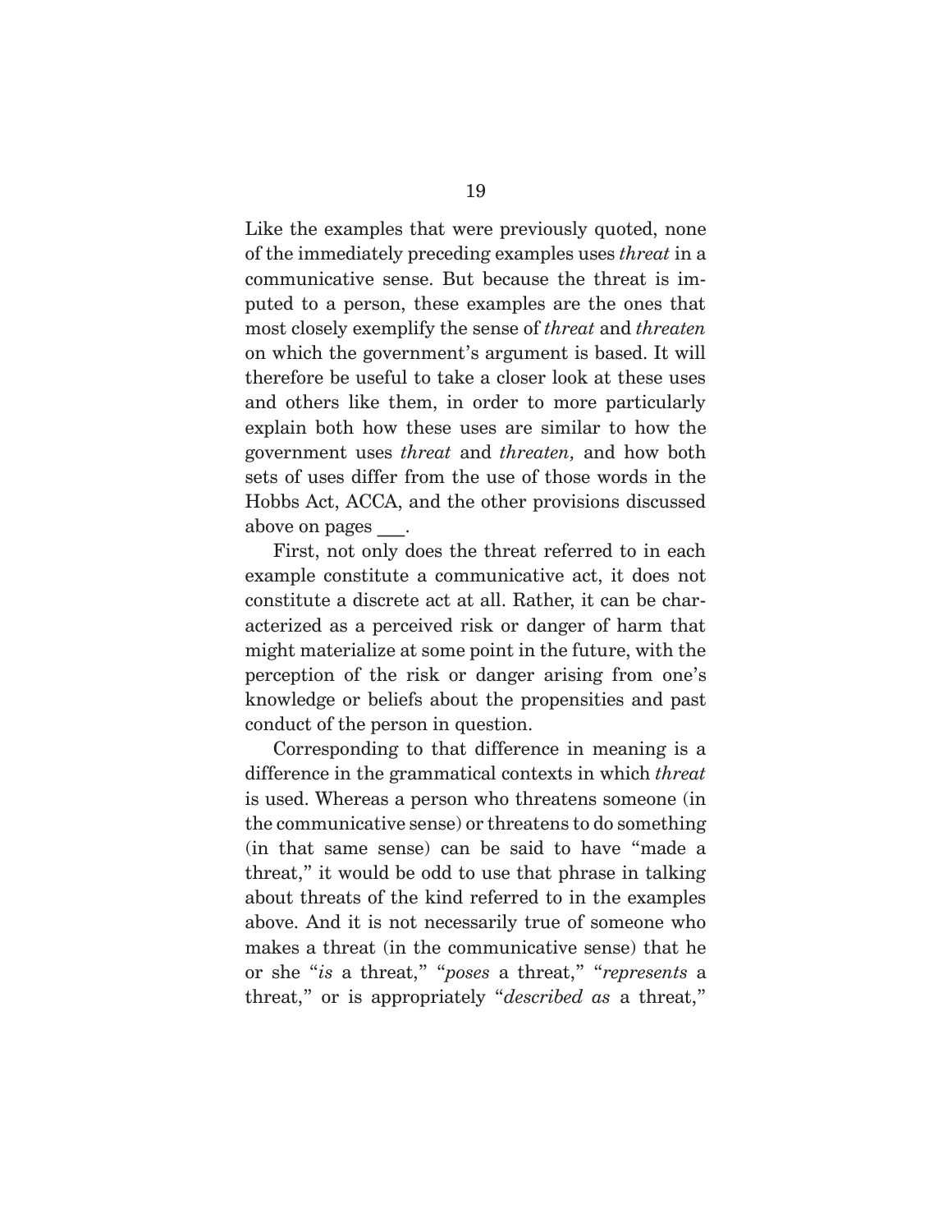Like the examples that were previously quoted, none of the immediately preceding examples uses *threat* in a communicative sense. But because the threat is imputed to a person, these examples are the ones that most closely exemplify the sense of *threat* and *threaten* on which the government's argument is based. It will therefore be useful to take a closer look at these uses and others like them, in order to more particularly explain both how these uses are similar to how the government uses *threat* and *threaten,* and how both sets of uses differ from the use of those words in the Hobbs Act, ACCA, and the other provisions discussed above on pages ___.

First, not only does the threat referred to in each example constitute a communicative act, it does not constitute a discrete act at all. Rather, it can be characterized as a perceived risk or danger of harm that might materialize at some point in the future, with the perception of the risk or danger arising from one's knowledge or beliefs about the propensities and past conduct of the person in question.

Corresponding to that difference in meaning is a difference in the grammatical contexts in which *threat* is used. Whereas a person who threatens someone (in the communicative sense) or threatens to do something (in that same sense) can be said to have "made a threat," it would be odd to use that phrase in talking about threats of the kind referred to in the examples above. And it is not necessarily true of someone who makes a threat (in the communicative sense) that he or she "*is* a threat," "*poses* a threat," "*represents* a threat," or is appropriately "*described as* a threat,"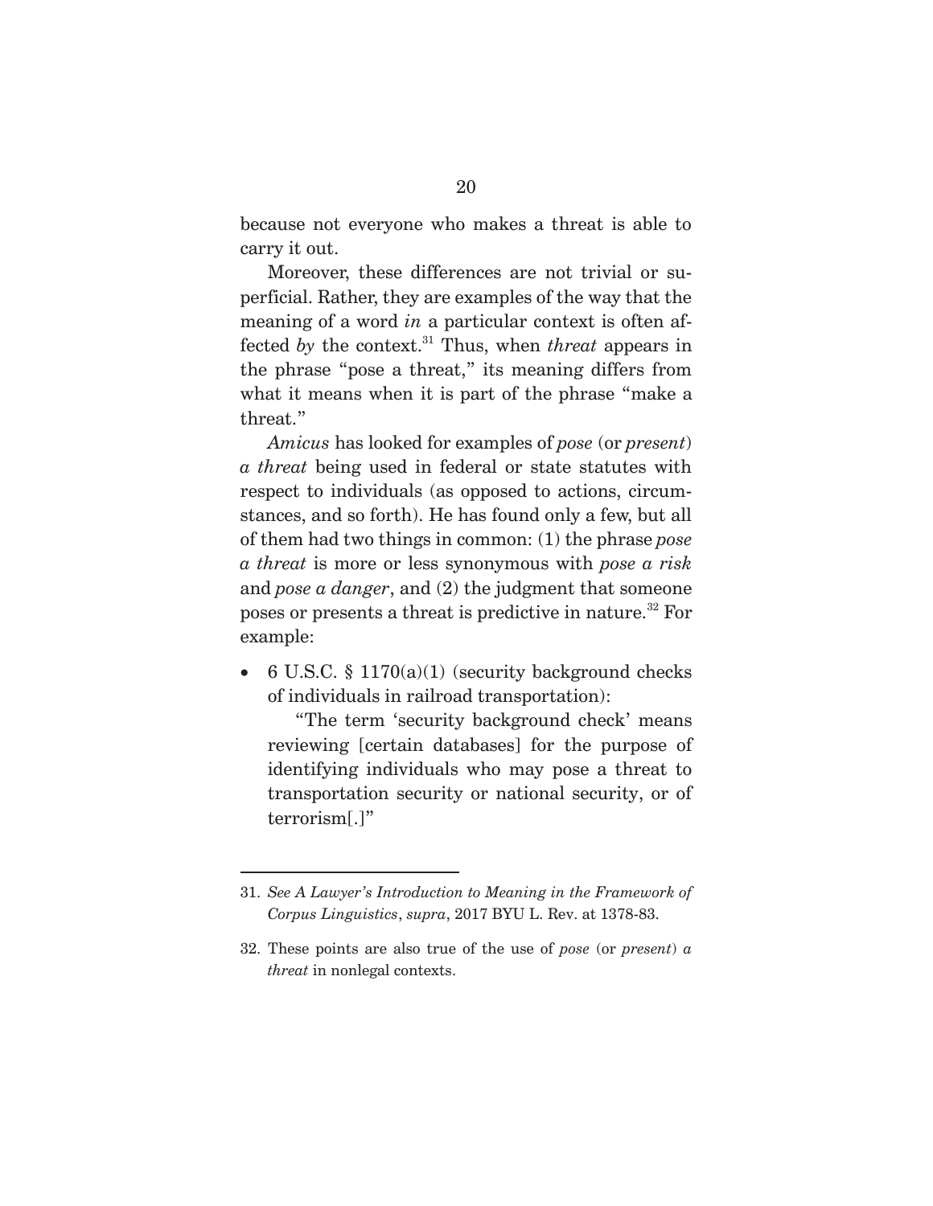because not everyone who makes a threat is able to carry it out.

Moreover, these differences are not trivial or superficial. Rather, they are examples of the way that the meaning of a word *in* a particular context is often affected *by* the context.[31] Thus, when *threat* appears in the phrase "pose a threat," its meaning differs from what it means when it is part of the phrase "make a threat."

*Amicus* has looked for examples of *pose* (or *present*) *a threat* being used in federal or state statutes with respect to individuals (as opposed to actions, circumstances, and so forth). He has found only a few, but all of them had two things in common: (1) the phrase *pose a threat* is more or less synonymous with *pose a risk* and *pose a danger*, and (2) the judgment that someone poses or presents a threat is predictive in nature.[32] For example:

- 6 U.S.C. § 1170(a)(1) (security background checks of individuals in railroad transportation):

  "The term 'security background check' means reviewing [certain databases] for the purpose of identifying individuals who may pose a threat to transportation security or national security, or of terrorism[.]"

---

31. *See A Lawyer's Introduction to Meaning in the Framework of Corpus Linguistics*, *supra*, 2017 BYU L. Rev. at 1378-83.

32. These points are also true of the use of *pose* (or *present*) *a threat* in nonlegal contexts.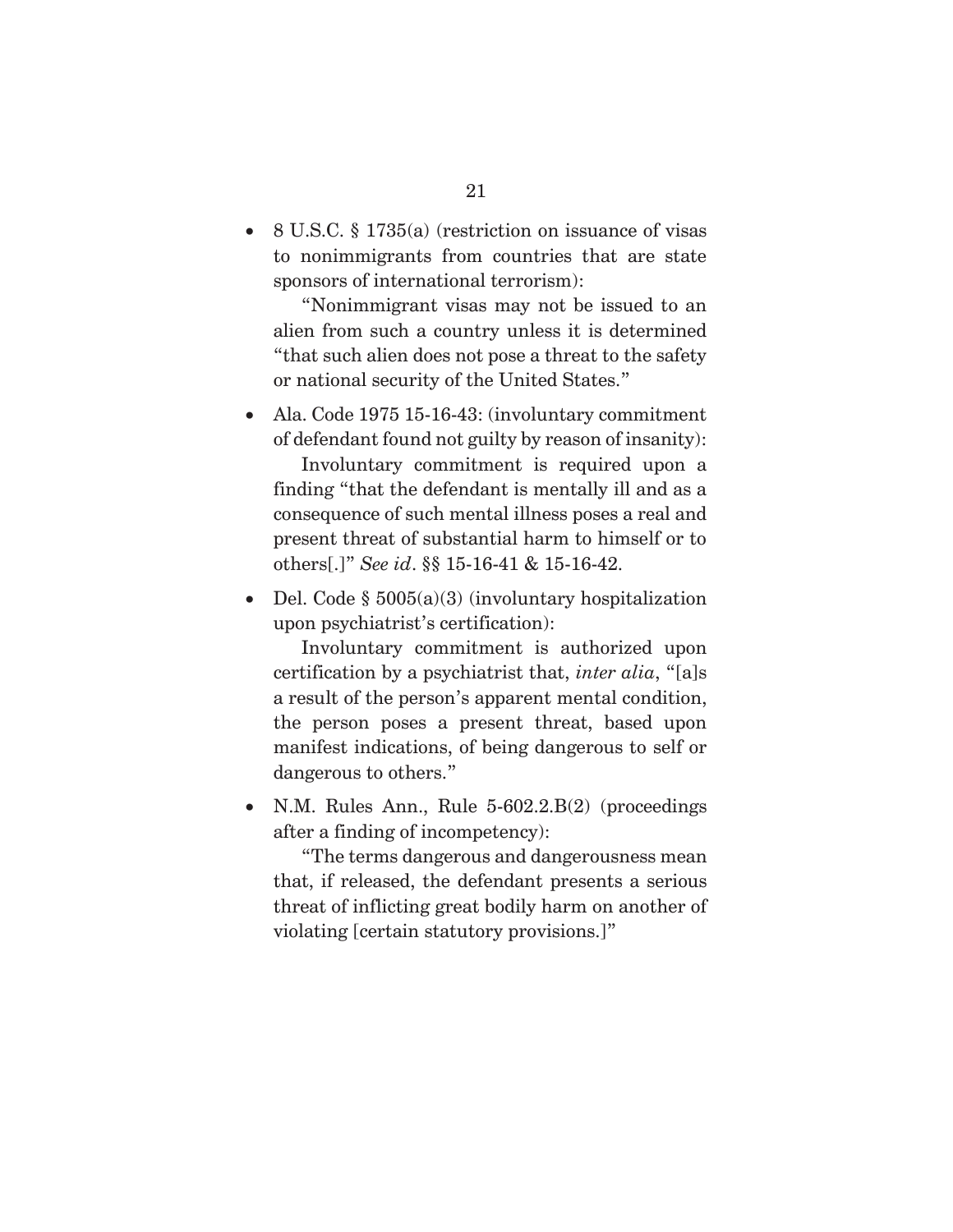- 8 U.S.C. § 1735(a) (restriction on issuance of visas to nonimmigrants from countries that are state sponsors of international terrorism):

  "Nonimmigrant visas may not be issued to an alien from such a country unless it is determined "that such alien does not pose a threat to the safety or national security of the United States."

- Ala. Code 1975 15-16-43: (involuntary commitment of defendant found not guilty by reason of insanity):

  Involuntary commitment is required upon a finding "that the defendant is mentally ill and as a consequence of such mental illness poses a real and present threat of substantial harm to himself or to others[.]" *See id*. §§ 15-16-41 & 15-16-42.

- Del. Code § 5005(a)(3) (involuntary hospitalization upon psychiatrist's certification):

  Involuntary commitment is authorized upon certification by a psychiatrist that, *inter alia*, "[a]s a result of the person's apparent mental condition, the person poses a present threat, based upon manifest indications, of being dangerous to self or dangerous to others."

- N.M. Rules Ann., Rule 5-602.2.B(2) (proceedings after a finding of incompetency):

  "The terms dangerous and dangerousness mean that, if released, the defendant presents a serious threat of inflicting great bodily harm on another of violating [certain statutory provisions.]"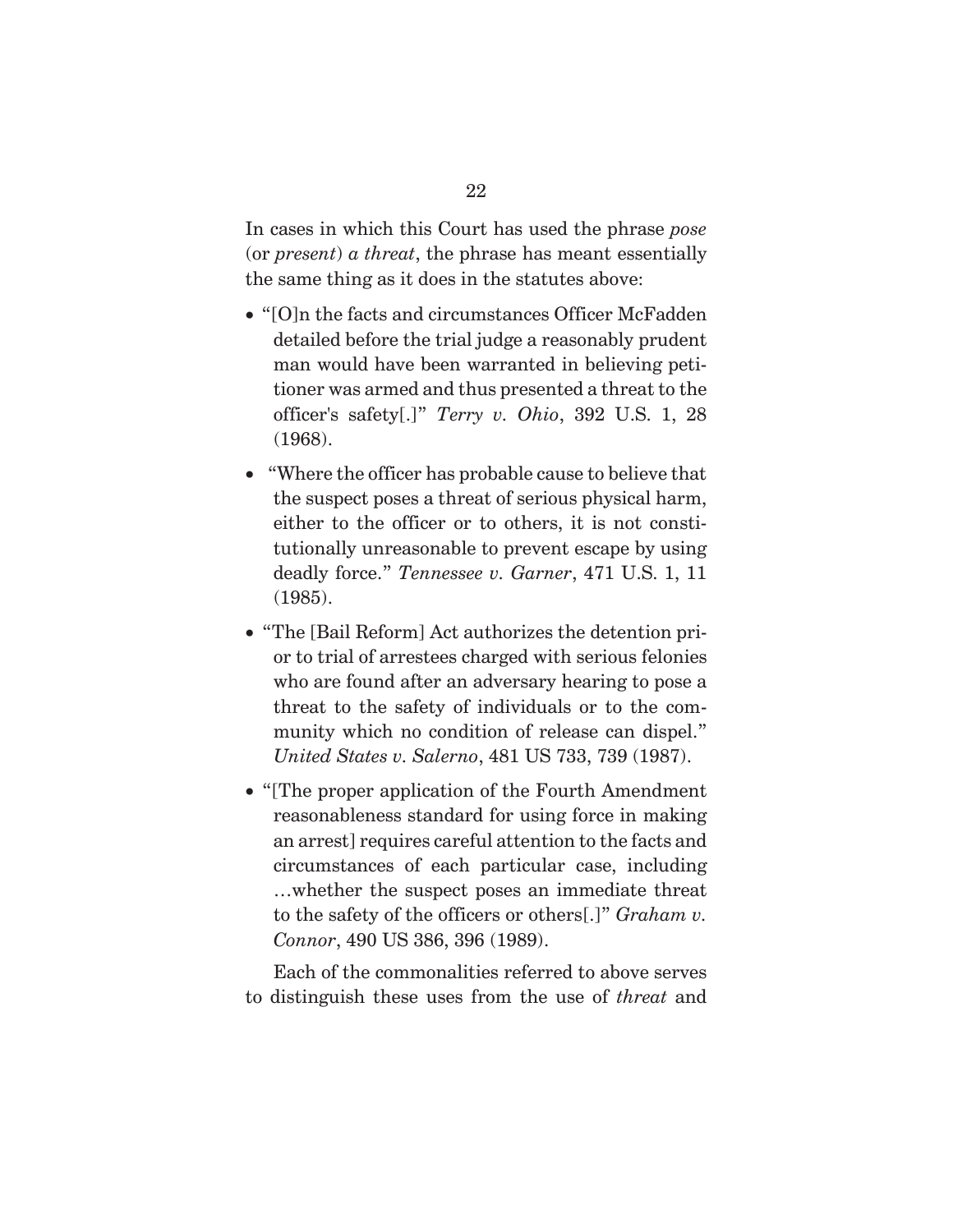In cases in which this Court has used the phrase *pose* (or *present*) *a threat*, the phrase has meant essentially the same thing as it does in the statutes above:

- "[O]n the facts and circumstances Officer McFadden detailed before the trial judge a reasonably prudent man would have been warranted in believing petitioner was armed and thus presented a threat to the officer's safety[.]" *Terry v. Ohio*, 392 U.S. 1, 28 (1968).
- "Where the officer has probable cause to believe that the suspect poses a threat of serious physical harm, either to the officer or to others, it is not constitutionally unreasonable to prevent escape by using deadly force." *Tennessee v. Garner*, 471 U.S. 1, 11 (1985).
- "The [Bail Reform] Act authorizes the detention prior to trial of arrestees charged with serious felonies who are found after an adversary hearing to pose a threat to the safety of individuals or to the community which no condition of release can dispel." *United States v. Salerno*, 481 US 733, 739 (1987).
- "[The proper application of the Fourth Amendment reasonableness standard for using force in making an arrest] requires careful attention to the facts and circumstances of each particular case, including …whether the suspect poses an immediate threat to the safety of the officers or others[.]" *Graham v. Connor*, 490 US 386, 396 (1989).

Each of the commonalities referred to above serves to distinguish these uses from the use of *threat* and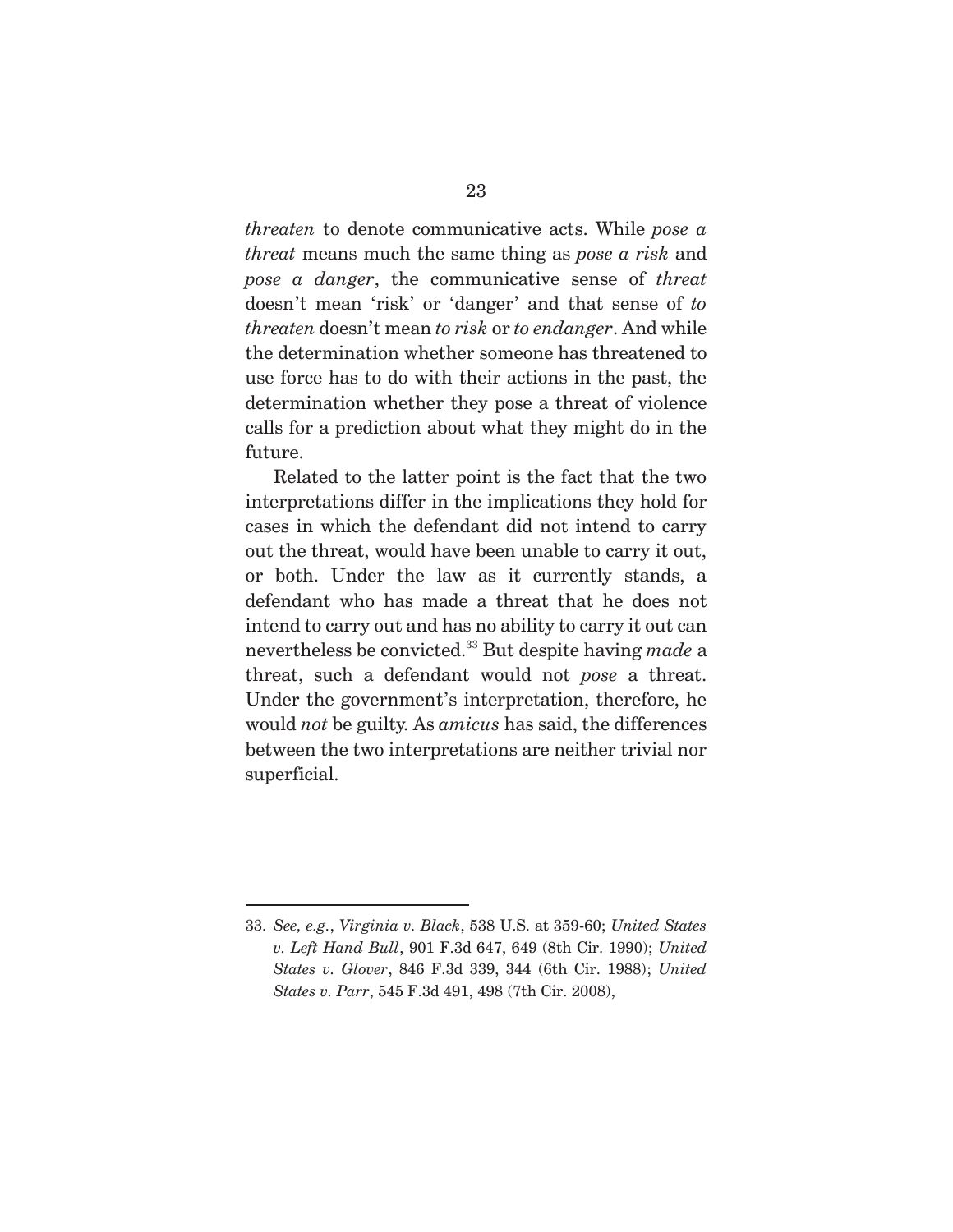*threaten* to denote communicative acts. While *pose a threat* means much the same thing as *pose a risk* and *pose a danger*, the communicative sense of *threat* doesn't mean 'risk' or 'danger' and that sense of *to threaten* doesn't mean *to risk* or *to endanger*. And while the determination whether someone has threatened to use force has to do with their actions in the past, the determination whether they pose a threat of violence calls for a prediction about what they might do in the future.

Related to the latter point is the fact that the two interpretations differ in the implications they hold for cases in which the defendant did not intend to carry out the threat, would have been unable to carry it out, or both. Under the law as it currently stands, a defendant who has made a threat that he does not intend to carry out and has no ability to carry it out can nevertheless be convicted.[33] But despite having *made* a threat, such a defendant would not *pose* a threat. Under the government's interpretation, therefore, he would *not* be guilty. As *amicus* has said, the differences between the two interpretations are neither trivial nor superficial.

---

33. *See, e.g.*, *Virginia v. Black*, 538 U.S. at 359-60; *United States v. Left Hand Bull*, 901 F.3d 647, 649 (8th Cir. 1990); *United States v. Glover*, 846 F.3d 339, 344 (6th Cir. 1988); *United States v. Parr*, 545 F.3d 491, 498 (7th Cir. 2008),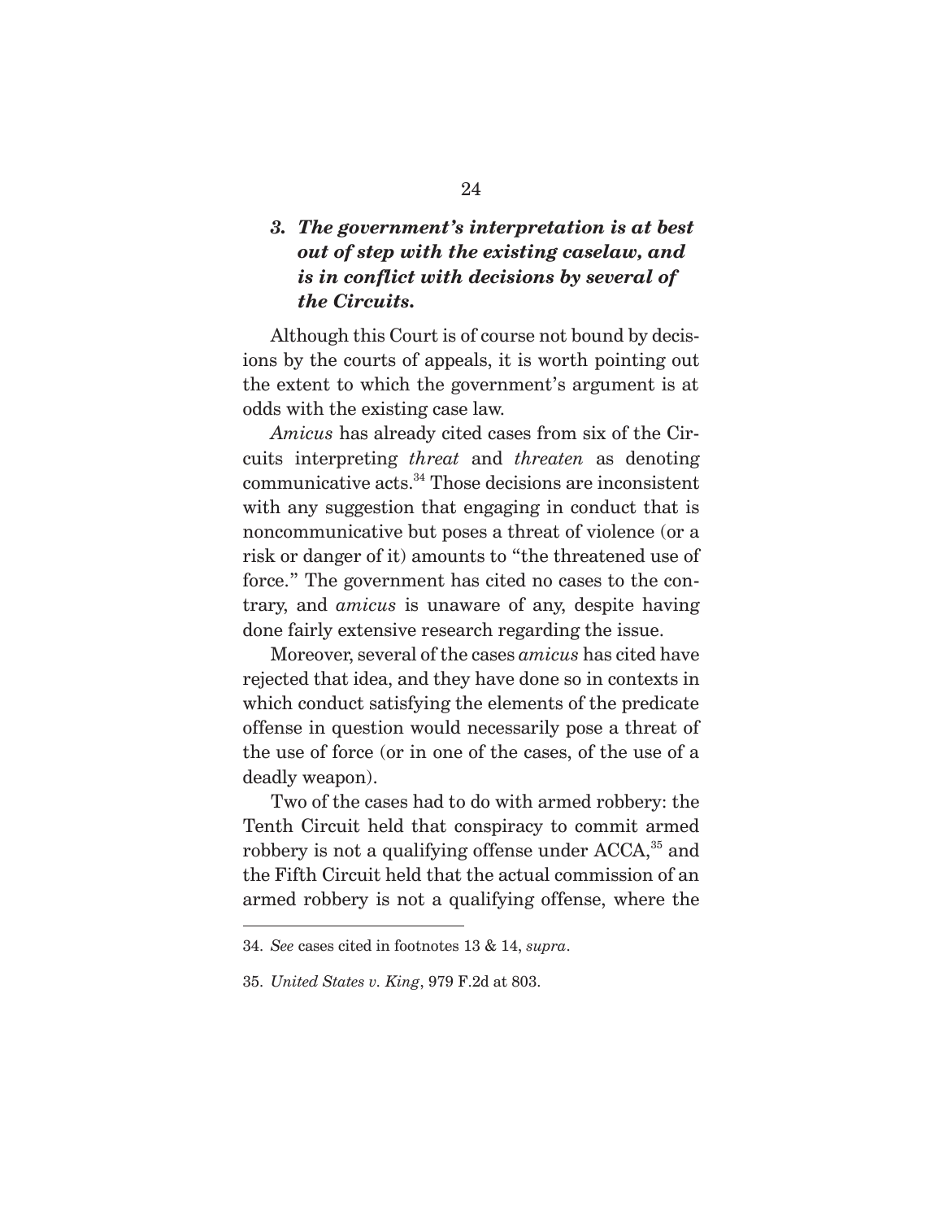### *3. The government's interpretation is at best out of step with the existing caselaw, and is in conflict with decisions by several of the Circuits.*

Although this Court is of course not bound by decisions by the courts of appeals, it is worth pointing out the extent to which the government's argument is at odds with the existing case law.

*Amicus* has already cited cases from six of the Circuits interpreting *threat* and *threaten* as denoting communicative acts.[34] Those decisions are inconsistent with any suggestion that engaging in conduct that is noncommunicative but poses a threat of violence (or a risk or danger of it) amounts to "the threatened use of force." The government has cited no cases to the contrary, and *amicus* is unaware of any, despite having done fairly extensive research regarding the issue.

Moreover, several of the cases *amicus* has cited have rejected that idea, and they have done so in contexts in which conduct satisfying the elements of the predicate offense in question would necessarily pose a threat of the use of force (or in one of the cases, of the use of a deadly weapon).

Two of the cases had to do with armed robbery: the Tenth Circuit held that conspiracy to commit armed robbery is not a qualifying offense under ACCA,[35] and the Fifth Circuit held that the actual commission of an armed robbery is not a qualifying offense, where the

---

34. *See* cases cited in footnotes 13 & 14, *supra*.

35. *United States v. King*, 979 F.2d at 803.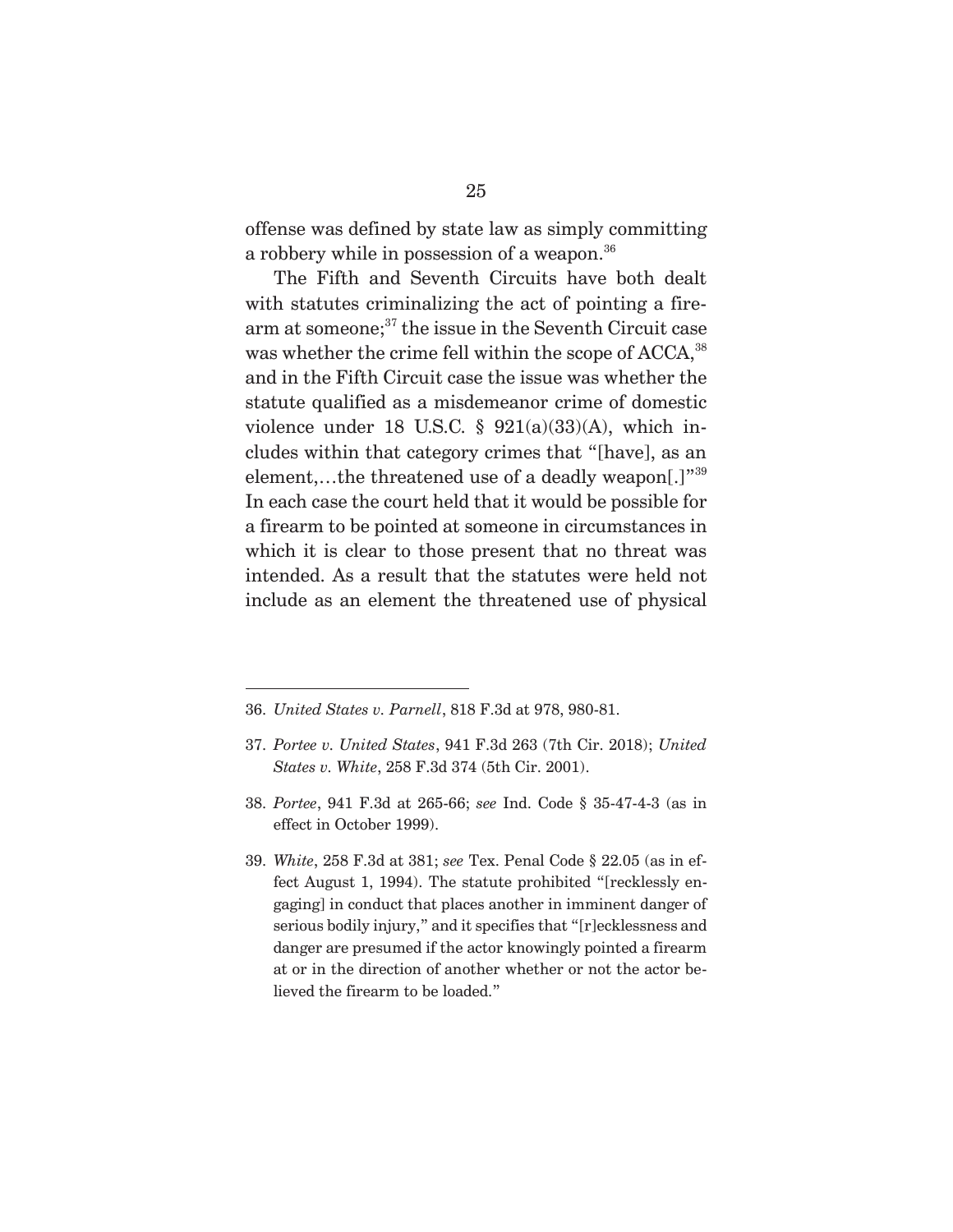offense was defined by state law as simply committing a robbery while in possession of a weapon.[36]

The Fifth and Seventh Circuits have both dealt with statutes criminalizing the act of pointing a firearm at someone;[37] the issue in the Seventh Circuit case was whether the crime fell within the scope of ACCA,[38] and in the Fifth Circuit case the issue was whether the statute qualified as a misdemeanor crime of domestic violence under 18 U.S.C. § 921(a)(33)(A), which includes within that category crimes that "[have], as an element,…the threatened use of a deadly weapon[.]"[39] In each case the court held that it would be possible for a firearm to be pointed at someone in circumstances in which it is clear to those present that no threat was intended. As a result that the statutes were held not include as an element the threatened use of physical

---

36. *United States v. Parnell*, 818 F.3d at 978, 980-81.

37. *Portee v. United States*, 941 F.3d 263 (7th Cir. 2018); *United States v. White*, 258 F.3d 374 (5th Cir. 2001).

38. *Portee*, 941 F.3d at 265-66; *see* Ind. Code § 35-47-4-3 (as in effect in October 1999).

39. *White*, 258 F.3d at 381; *see* Tex. Penal Code § 22.05 (as in effect August 1, 1994). The statute prohibited "[recklessly engaging] in conduct that places another in imminent danger of serious bodily injury," and it specifies that "[r]ecklessness and danger are presumed if the actor knowingly pointed a firearm at or in the direction of another whether or not the actor believed the firearm to be loaded."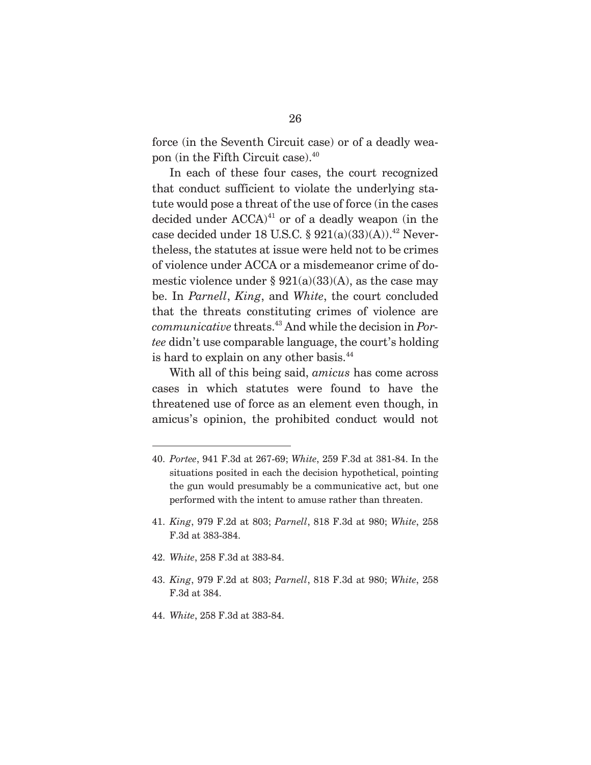force (in the Seventh Circuit case) or of a deadly weapon (in the Fifth Circuit case).[40]

In each of these four cases, the court recognized that conduct sufficient to violate the underlying statute would pose a threat of the use of force (in the cases decided under ACCA)[41] or of a deadly weapon (in the case decided under 18 U.S.C. § 921(a)(33)(A)).[42] Nevertheless, the statutes at issue were held not to be crimes of violence under ACCA or a misdemeanor crime of domestic violence under § 921(a)(33)(A), as the case may be. In *Parnell*, *King*, and *White*, the court concluded that the threats constituting crimes of violence are *communicative* threats.[43] And while the decision in *Portee* didn't use comparable language, the court's holding is hard to explain on any other basis.[44]

With all of this being said, *amicus* has come across cases in which statutes were found to have the threatened use of force as an element even though, in amicus's opinion, the prohibited conduct would not

---

40. *Portee*, 941 F.3d at 267-69; *White*, 259 F.3d at 381-84. In the situations posited in each the decision hypothetical, pointing the gun would presumably be a communicative act, but one performed with the intent to amuse rather than threaten.

41. *King*, 979 F.2d at 803; *Parnell*, 818 F.3d at 980; *White*, 258 F.3d at 383-384.

42. *White*, 258 F.3d at 383-84.

43. *King*, 979 F.2d at 803; *Parnell*, 818 F.3d at 980; *White*, 258 F.3d at 384.

44. *White*, 258 F.3d at 383-84.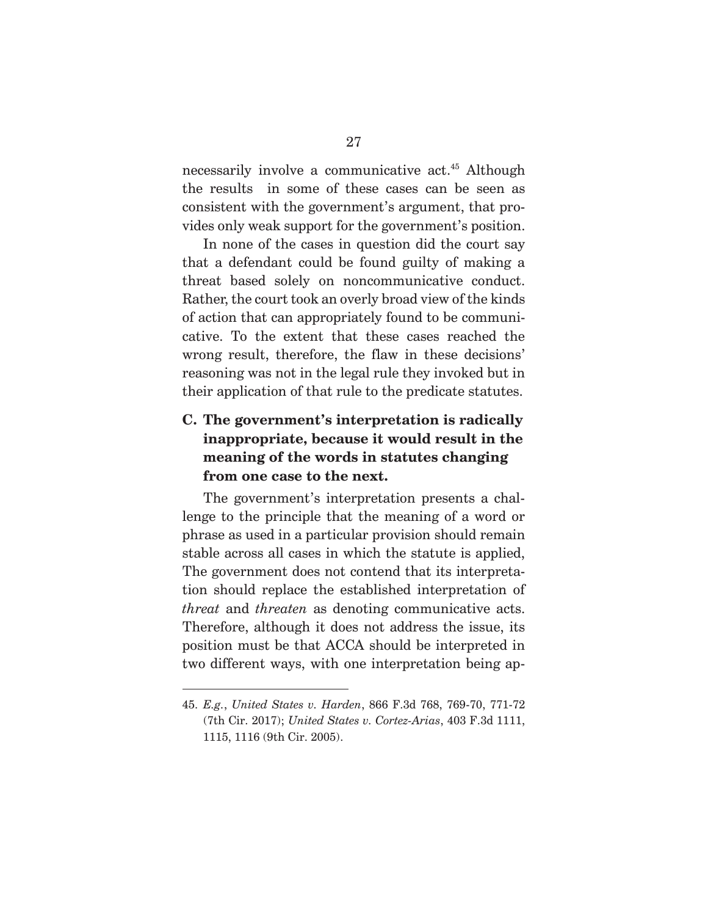necessarily involve a communicative act.[45] Although the results in some of these cases can be seen as consistent with the government's argument, that provides only weak support for the government's position.

In none of the cases in question did the court say that a defendant could be found guilty of making a threat based solely on noncommunicative conduct. Rather, the court took an overly broad view of the kinds of action that can appropriately found to be communicative. To the extent that these cases reached the wrong result, therefore, the flaw in these decisions' reasoning was not in the legal rule they invoked but in their application of that rule to the predicate statutes.

### C. The government's interpretation is radically inappropriate, because it would result in the meaning of the words in statutes changing from one case to the next.

The government's interpretation presents a challenge to the principle that the meaning of a word or phrase as used in a particular provision should remain stable across all cases in which the statute is applied, The government does not contend that its interpretation should replace the established interpretation of *threat* and *threaten* as denoting communicative acts. Therefore, although it does not address the issue, its position must be that ACCA should be interpreted in two different ways, with one interpretation being ap-

---

45. *E.g.*, *United States v. Harden*, 866 F.3d 768, 769-70, 771-72 (7th Cir. 2017); *United States v. Cortez-Arias*, 403 F.3d 1111, 1115, 1116 (9th Cir. 2005).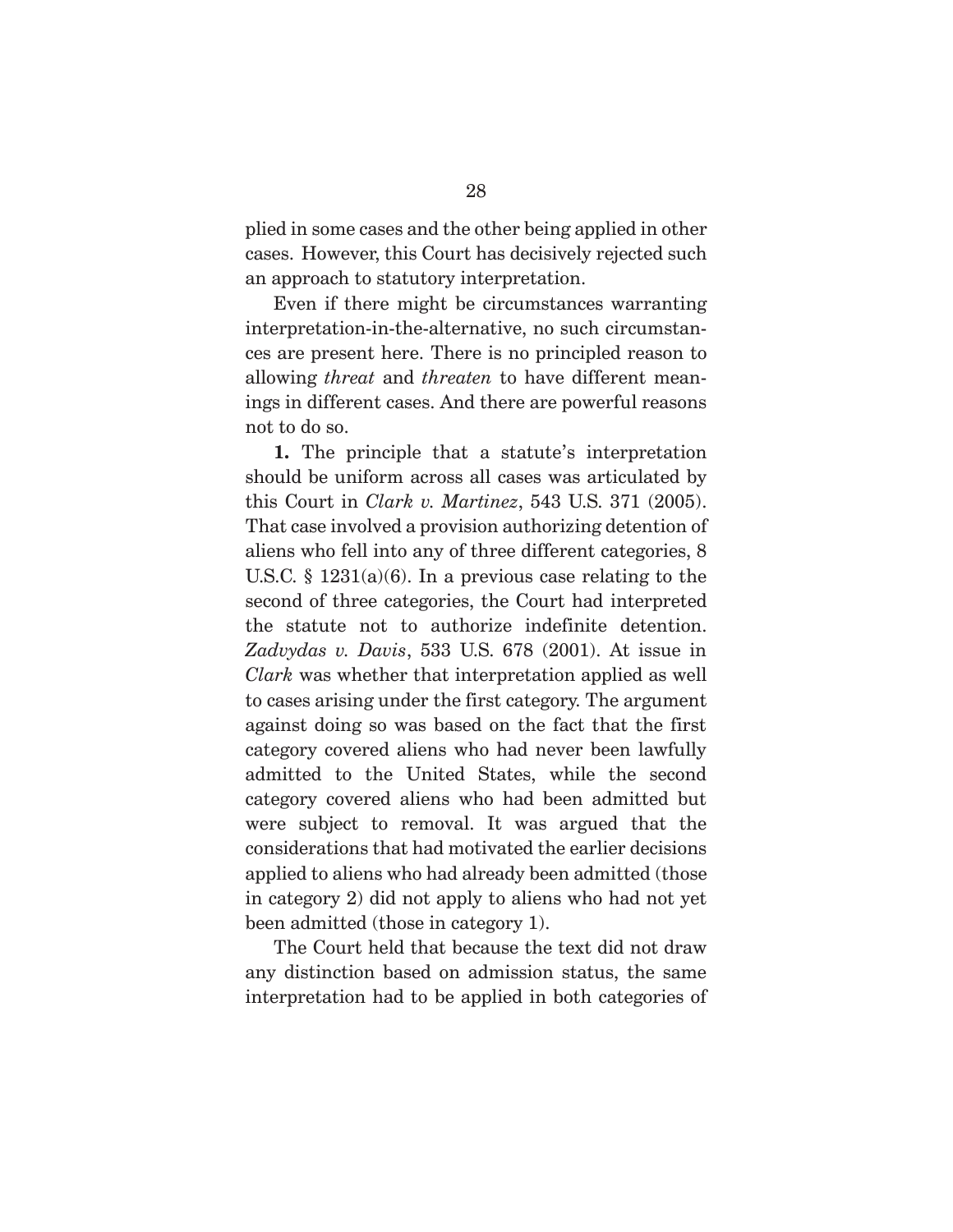plied in some cases and the other being applied in other cases. However, this Court has decisively rejected such an approach to statutory interpretation.

Even if there might be circumstances warranting interpretation-in-the-alternative, no such circumstances are present here. There is no principled reason to allowing *threat* and *threaten* to have different meanings in different cases. And there are powerful reasons not to do so.

**1.** The principle that a statute's interpretation should be uniform across all cases was articulated by this Court in *Clark v. Martinez*, 543 U.S. 371 (2005). That case involved a provision authorizing detention of aliens who fell into any of three different categories, 8 U.S.C. § 1231(a)(6). In a previous case relating to the second of three categories, the Court had interpreted the statute not to authorize indefinite detention. *Zadvydas v. Davis*, 533 U.S. 678 (2001). At issue in *Clark* was whether that interpretation applied as well to cases arising under the first category. The argument against doing so was based on the fact that the first category covered aliens who had never been lawfully admitted to the United States, while the second category covered aliens who had been admitted but were subject to removal. It was argued that the considerations that had motivated the earlier decisions applied to aliens who had already been admitted (those in category 2) did not apply to aliens who had not yet been admitted (those in category 1).

The Court held that because the text did not draw any distinction based on admission status, the same interpretation had to be applied in both categories of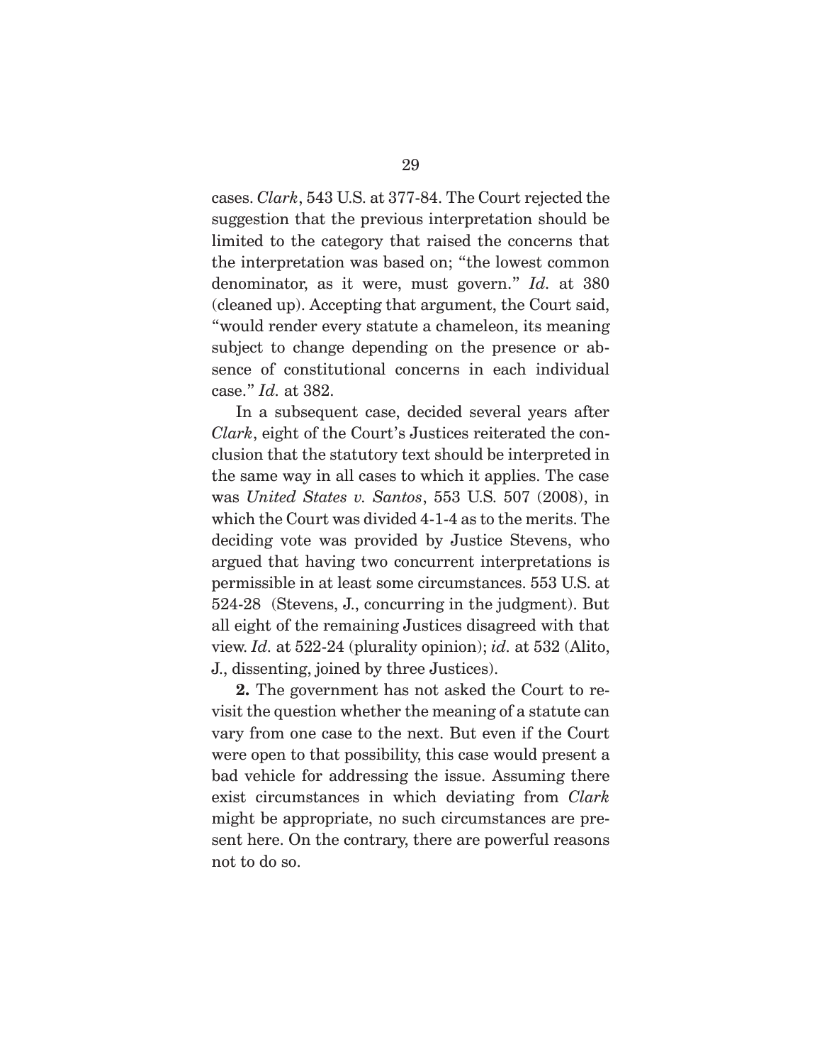cases. *Clark*, 543 U.S. at 377-84. The Court rejected the suggestion that the previous interpretation should be limited to the category that raised the concerns that the interpretation was based on; "the lowest common denominator, as it were, must govern." *Id.* at 380 (cleaned up). Accepting that argument, the Court said, "would render every statute a chameleon, its meaning subject to change depending on the presence or absence of constitutional concerns in each individual case." *Id.* at 382.

In a subsequent case, decided several years after *Clark*, eight of the Court's Justices reiterated the conclusion that the statutory text should be interpreted in the same way in all cases to which it applies. The case was *United States v. Santos*, 553 U.S. 507 (2008), in which the Court was divided 4-1-4 as to the merits. The deciding vote was provided by Justice Stevens, who argued that having two concurrent interpretations is permissible in at least some circumstances. 553 U.S. at 524-28 (Stevens, J., concurring in the judgment). But all eight of the remaining Justices disagreed with that view. *Id.* at 522-24 (plurality opinion); *id.* at 532 (Alito, J., dissenting, joined by three Justices).

**2.** The government has not asked the Court to revisit the question whether the meaning of a statute can vary from one case to the next. But even if the Court were open to that possibility, this case would present a bad vehicle for addressing the issue. Assuming there exist circumstances in which deviating from *Clark* might be appropriate, no such circumstances are present here. On the contrary, there are powerful reasons not to do so.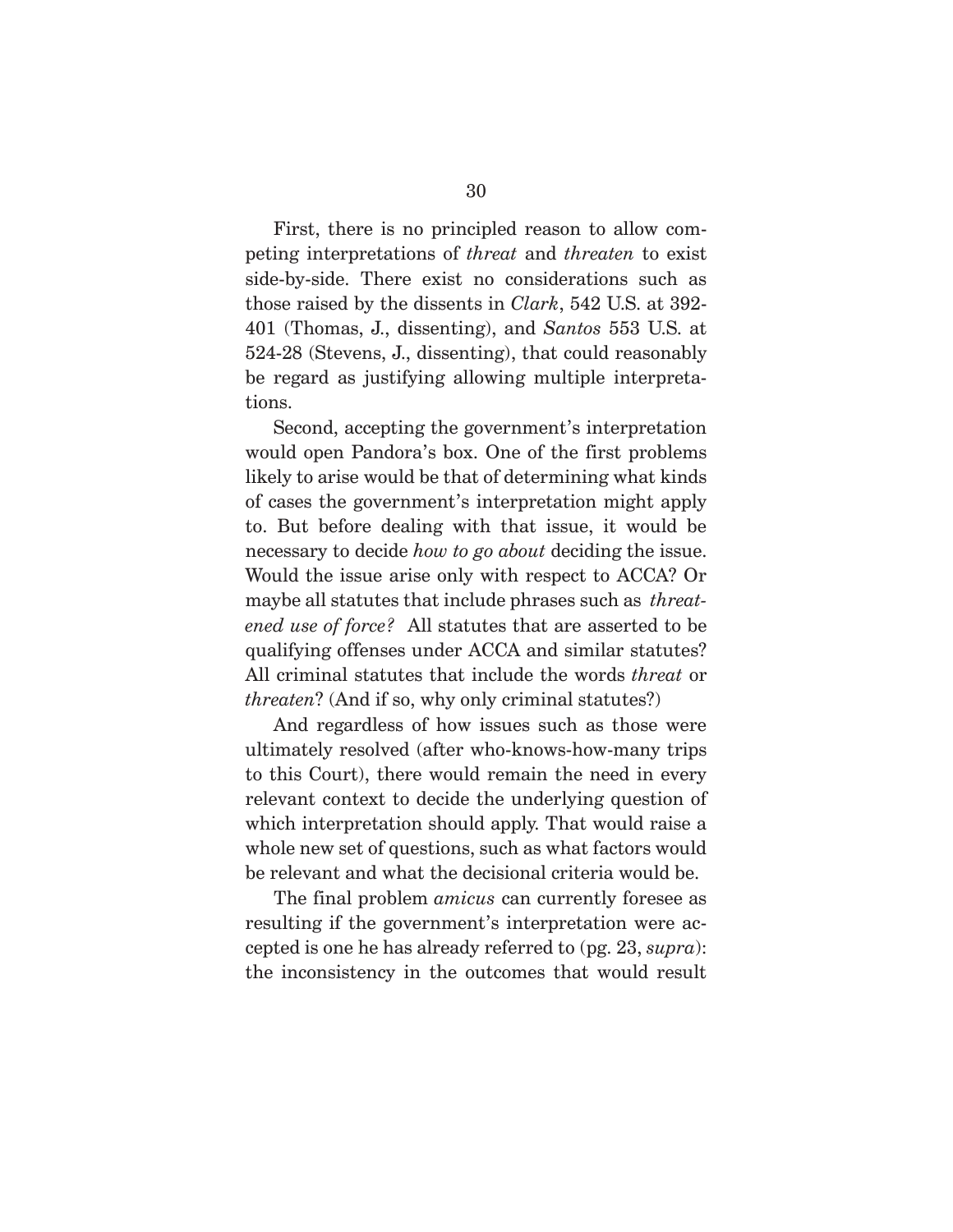First, there is no principled reason to allow competing interpretations of *threat* and *threaten* to exist side-by-side. There exist no considerations such as those raised by the dissents in *Clark*, 542 U.S. at 392-401 (Thomas, J., dissenting), and *Santos* 553 U.S. at 524-28 (Stevens, J., dissenting), that could reasonably be regard as justifying allowing multiple interpretations.

Second, accepting the government's interpretation would open Pandora's box. One of the first problems likely to arise would be that of determining what kinds of cases the government's interpretation might apply to. But before dealing with that issue, it would be necessary to decide *how to go about* deciding the issue. Would the issue arise only with respect to ACCA? Or maybe all statutes that include phrases such as *threatened use of force?* All statutes that are asserted to be qualifying offenses under ACCA and similar statutes? All criminal statutes that include the words *threat* or *threaten*? (And if so, why only criminal statutes?)

And regardless of how issues such as those were ultimately resolved (after who-knows-how-many trips to this Court), there would remain the need in every relevant context to decide the underlying question of which interpretation should apply. That would raise a whole new set of questions, such as what factors would be relevant and what the decisional criteria would be.

The final problem *amicus* can currently foresee as resulting if the government's interpretation were accepted is one he has already referred to (pg. 23, *supra*): the inconsistency in the outcomes that would result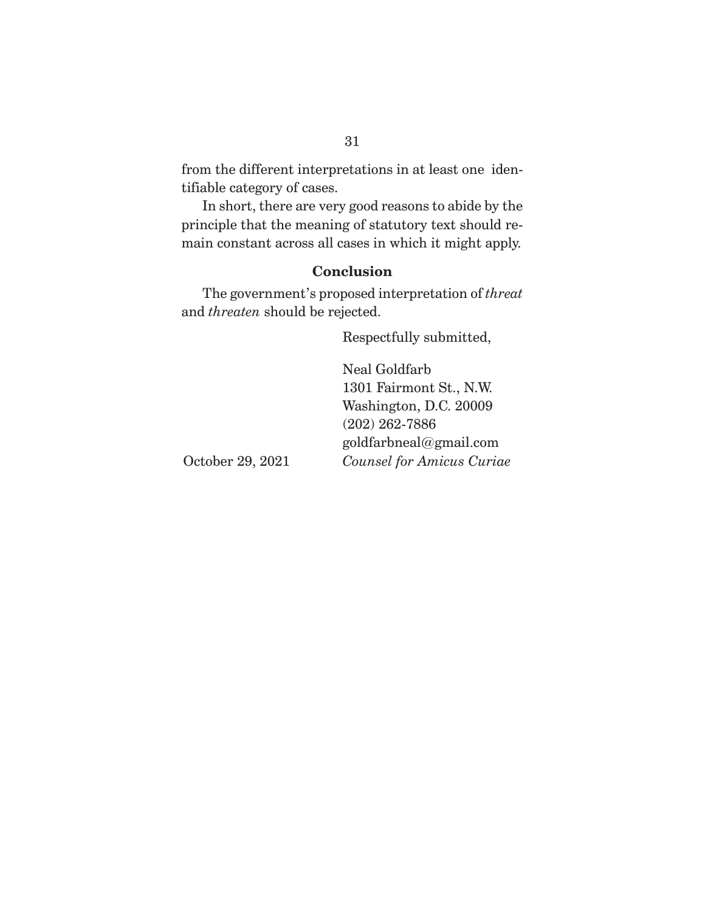from the different interpretations in at least one identifiable category of cases.

In short, there are very good reasons to abide by the principle that the meaning of statutory text should remain constant across all cases in which it might apply.

## Conclusion

The government's proposed interpretation of *threat* and *threaten* should be rejected.

Respectfully submitted,

Neal Goldfarb
1301 Fairmont St., N.W.
Washington, D.C. 20009
(202) 262-7886
goldfarbneal@gmail.com
*Counsel for Amicus Curiae*

October 29, 2021